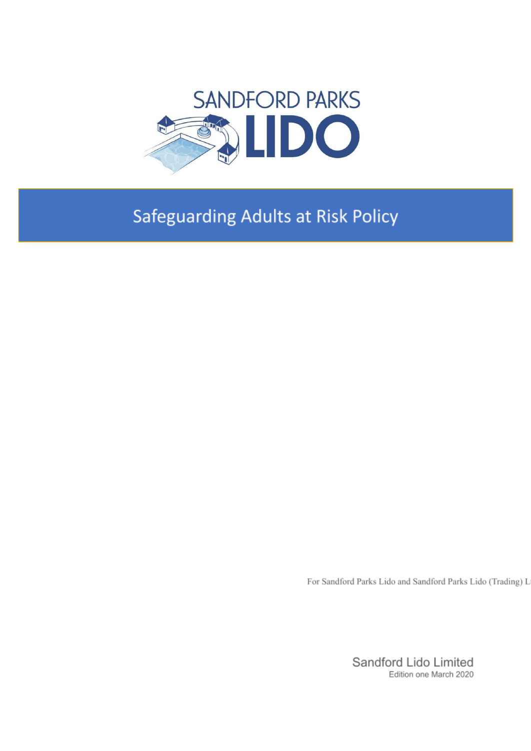SANDFORD PARKS LIDO

# Safeguarding Adults at Risk Policy

For Sandford Parks Lido and Sandford Parks Lido (Trading) Lt

Sandford Lido Limited
Edition one March 2020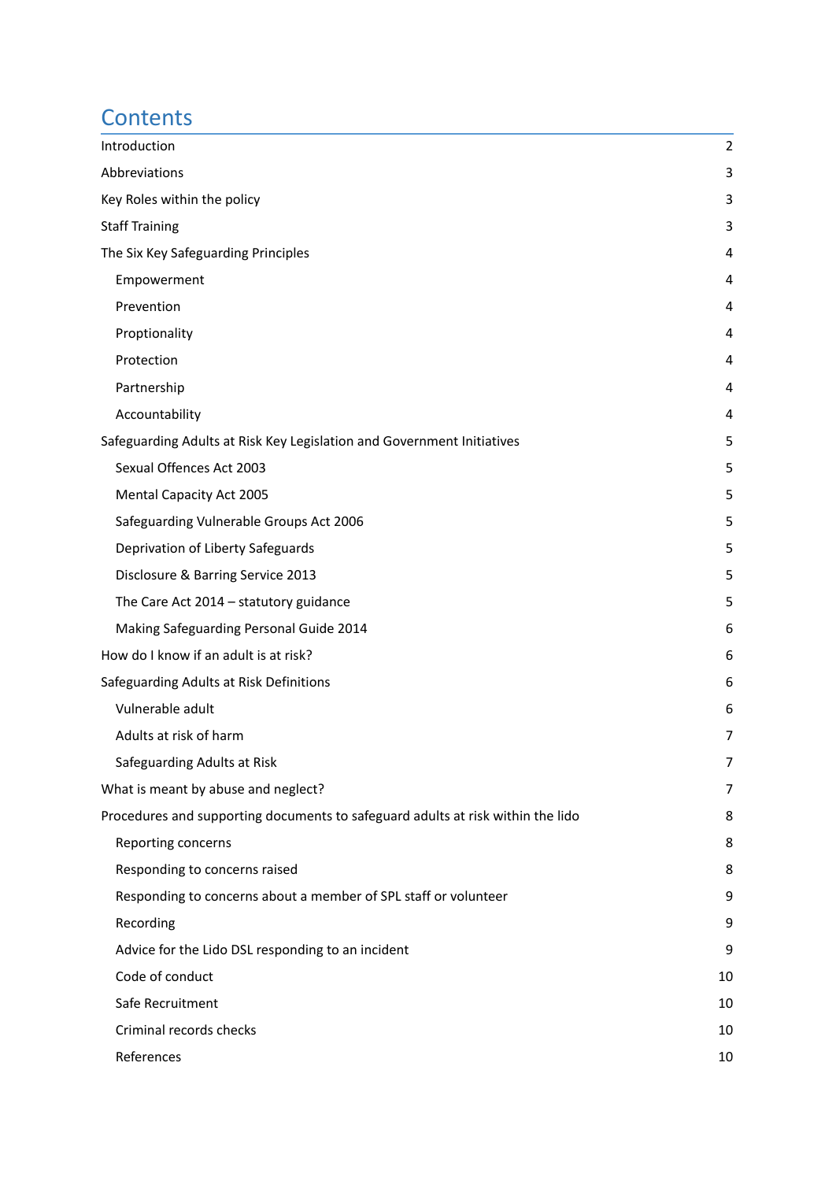# Contents

| | |
|---|---|
| Introduction | 2 |
| Abbreviations | 3 |
| Key Roles within the policy | 3 |
| Staff Training | 3 |
| The Six Key Safeguarding Principles | 4 |
| Empowerment | 4 |
| Prevention | 4 |
| Proptionality | 4 |
| Protection | 4 |
| Partnership | 4 |
| Accountability | 4 |
| Safeguarding Adults at Risk Key Legislation and Government Initiatives | 5 |
| Sexual Offences Act 2003 | 5 |
| Mental Capacity Act 2005 | 5 |
| Safeguarding Vulnerable Groups Act 2006 | 5 |
| Deprivation of Liberty Safeguards | 5 |
| Disclosure & Barring Service 2013 | 5 |
| The Care Act 2014 – statutory guidance | 5 |
| Making Safeguarding Personal Guide 2014 | 6 |
| How do I know if an adult is at risk? | 6 |
| Safeguarding Adults at Risk Definitions | 6 |
| Vulnerable adult | 6 |
| Adults at risk of harm | 7 |
| Safeguarding Adults at Risk | 7 |
| What is meant by abuse and neglect? | 7 |
| Procedures and supporting documents to safeguard adults at risk within the lido | 8 |
| Reporting concerns | 8 |
| Responding to concerns raised | 8 |
| Responding to concerns about a member of SPL staff or volunteer | 9 |
| Recording | 9 |
| Advice for the Lido DSL responding to an incident | 9 |
| Code of conduct | 10 |
| Safe Recruitment | 10 |
| Criminal records checks | 10 |
| References | 10 |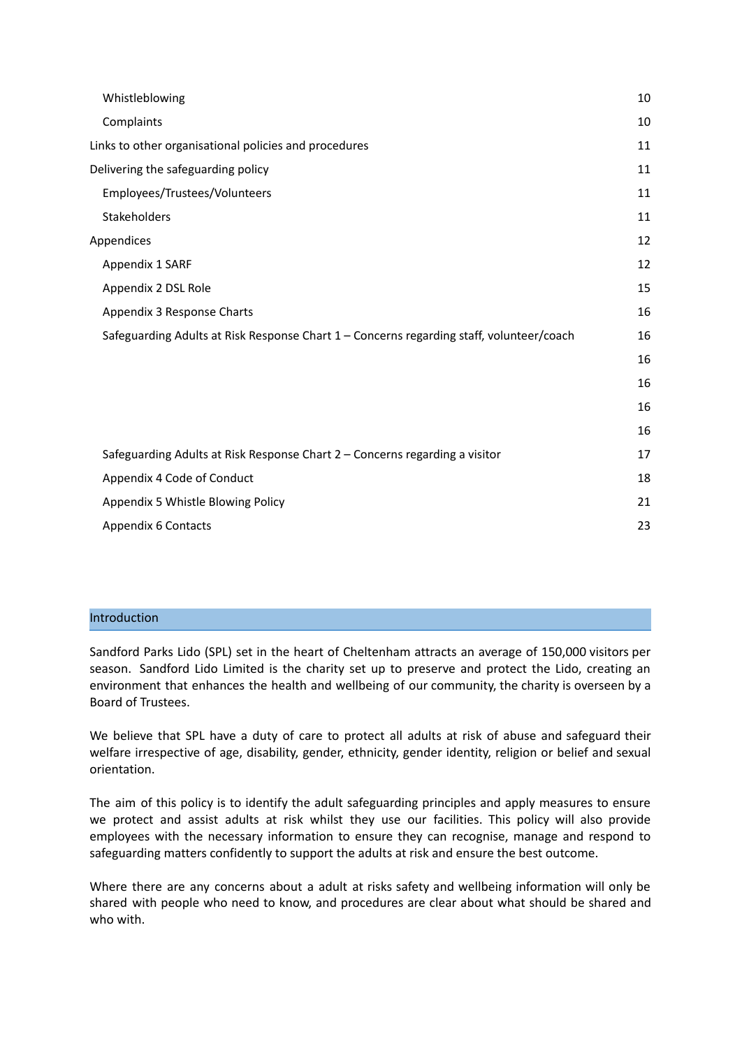| | |
|---|---|
| Whistleblowing | 10 |
| Complaints | 10 |
| Links to other organisational policies and procedures | 11 |
| Delivering the safeguarding policy | 11 |
| Employees/Trustees/Volunteers | 11 |
| Stakeholders | 11 |
| Appendices | 12 |
| Appendix 1 SARF | 12 |
| Appendix 2 DSL Role | 15 |
| Appendix 3 Response Charts | 16 |
| Safeguarding Adults at Risk Response Chart 1 – Concerns regarding staff, volunteer/coach | 16 |
| | 16 |
| | 16 |
| | 16 |
| | 16 |
| Safeguarding Adults at Risk Response Chart 2 – Concerns regarding a visitor | 17 |
| Appendix 4 Code of Conduct | 18 |
| Appendix 5 Whistle Blowing Policy | 21 |
| Appendix 6 Contacts | 23 |

## Introduction

Sandford Parks Lido (SPL) set in the heart of Cheltenham attracts an average of 150,000 visitors per season. Sandford Lido Limited is the charity set up to preserve and protect the Lido, creating an environment that enhances the health and wellbeing of our community, the charity is overseen by a Board of Trustees.

We believe that SPL have a duty of care to protect all adults at risk of abuse and safeguard their welfare irrespective of age, disability, gender, ethnicity, gender identity, religion or belief and sexual orientation.

The aim of this policy is to identify the adult safeguarding principles and apply measures to ensure we protect and assist adults at risk whilst they use our facilities. This policy will also provide employees with the necessary information to ensure they can recognise, manage and respond to safeguarding matters confidently to support the adults at risk and ensure the best outcome.

Where there are any concerns about a adult at risks safety and wellbeing information will only be shared with people who need to know, and procedures are clear about what should be shared and who with.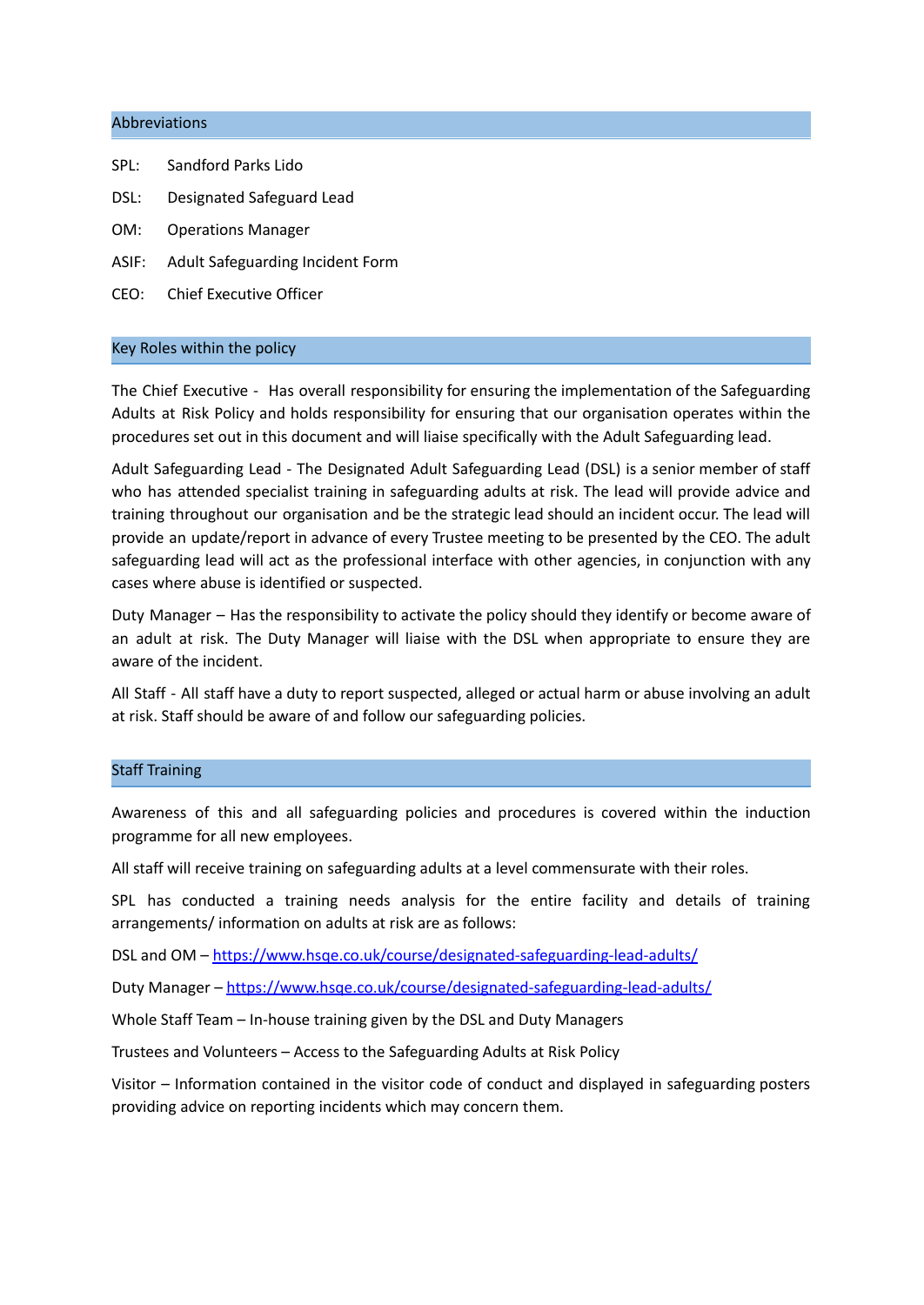## Abbreviations

SPL: Sandford Parks Lido

DSL: Designated Safeguard Lead

OM: Operations Manager

ASIF: Adult Safeguarding Incident Form

CEO: Chief Executive Officer

## Key Roles within the policy

The Chief Executive - Has overall responsibility for ensuring the implementation of the Safeguarding Adults at Risk Policy and holds responsibility for ensuring that our organisation operates within the procedures set out in this document and will liaise specifically with the Adult Safeguarding lead.

Adult Safeguarding Lead - The Designated Adult Safeguarding Lead (DSL) is a senior member of staff who has attended specialist training in safeguarding adults at risk. The lead will provide advice and training throughout our organisation and be the strategic lead should an incident occur. The lead will provide an update/report in advance of every Trustee meeting to be presented by the CEO. The adult safeguarding lead will act as the professional interface with other agencies, in conjunction with any cases where abuse is identified or suspected.

Duty Manager – Has the responsibility to activate the policy should they identify or become aware of an adult at risk. The Duty Manager will liaise with the DSL when appropriate to ensure they are aware of the incident.

All Staff - All staff have a duty to report suspected, alleged or actual harm or abuse involving an adult at risk. Staff should be aware of and follow our safeguarding policies.

## Staff Training

Awareness of this and all safeguarding policies and procedures is covered within the induction programme for all new employees.

All staff will receive training on safeguarding adults at a level commensurate with their roles.

SPL has conducted a training needs analysis for the entire facility and details of training arrangements/ information on adults at risk are as follows:

DSL and OM – [https://www.hsqe.co.uk/course/designated-safeguarding-lead-adults/](https://www.hsqe.co.uk/course/designated-safeguarding-lead-adults/)

Duty Manager – [https://www.hsqe.co.uk/course/designated-safeguarding-lead-adults/](https://www.hsqe.co.uk/course/designated-safeguarding-lead-adults/)

Whole Staff Team – In-house training given by the DSL and Duty Managers

Trustees and Volunteers – Access to the Safeguarding Adults at Risk Policy

Visitor – Information contained in the visitor code of conduct and displayed in safeguarding posters providing advice on reporting incidents which may concern them.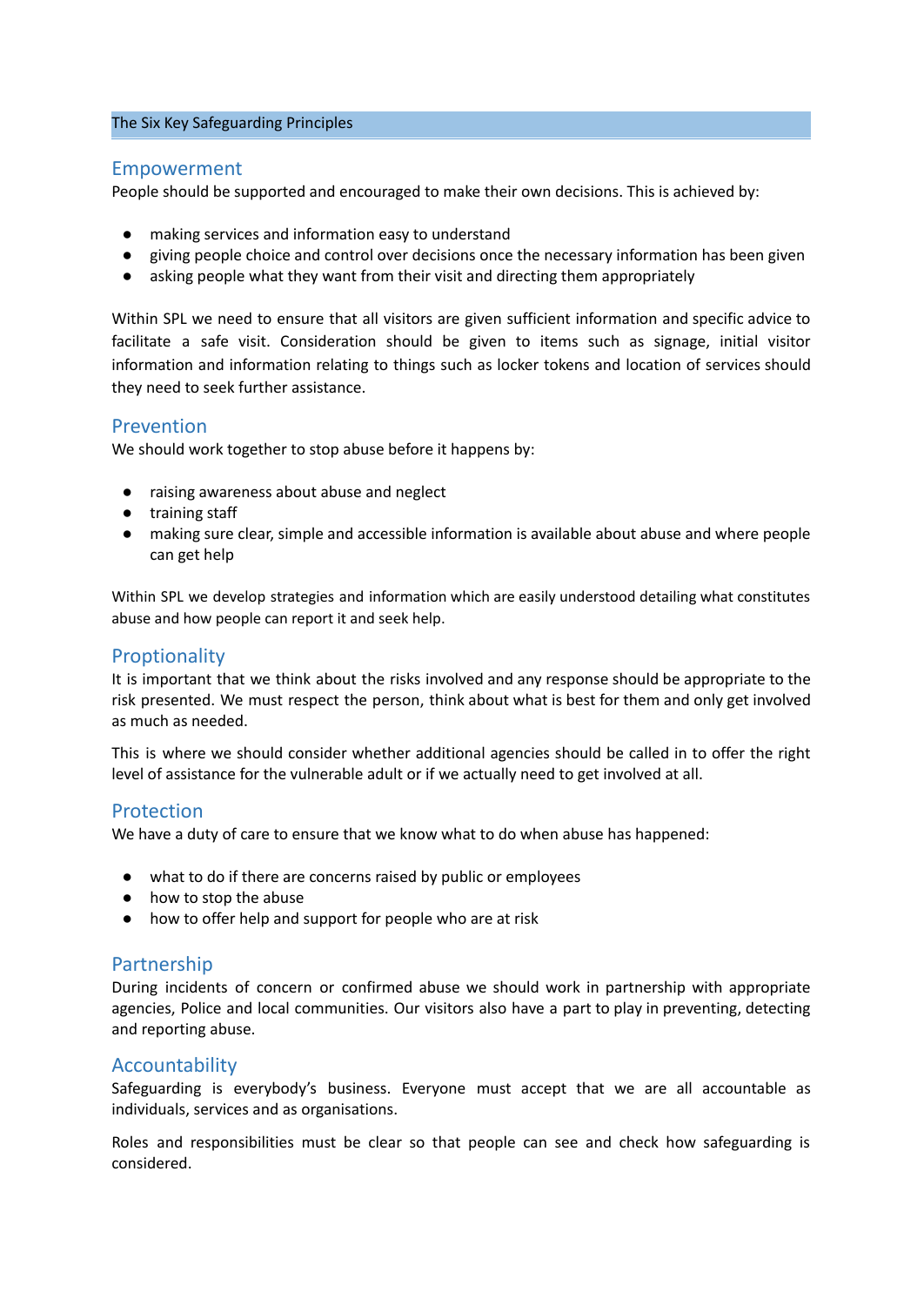## The Six Key Safeguarding Principles

### Empowerment

People should be supported and encouraged to make their own decisions. This is achieved by:

- making services and information easy to understand
- giving people choice and control over decisions once the necessary information has been given
- asking people what they want from their visit and directing them appropriately

Within SPL we need to ensure that all visitors are given sufficient information and specific advice to facilitate a safe visit. Consideration should be given to items such as signage, initial visitor information and information relating to things such as locker tokens and location of services should they need to seek further assistance.

### Prevention

We should work together to stop abuse before it happens by:

- raising awareness about abuse and neglect
- training staff
- making sure clear, simple and accessible information is available about abuse and where people can get help

Within SPL we develop strategies and information which are easily understood detailing what constitutes abuse and how people can report it and seek help.

### Proptionality

It is important that we think about the risks involved and any response should be appropriate to the risk presented. We must respect the person, think about what is best for them and only get involved as much as needed.

This is where we should consider whether additional agencies should be called in to offer the right level of assistance for the vulnerable adult or if we actually need to get involved at all.

### Protection

We have a duty of care to ensure that we know what to do when abuse has happened:

- what to do if there are concerns raised by public or employees
- how to stop the abuse
- how to offer help and support for people who are at risk

### Partnership

During incidents of concern or confirmed abuse we should work in partnership with appropriate agencies, Police and local communities. Our visitors also have a part to play in preventing, detecting and reporting abuse.

### Accountability

Safeguarding is everybody's business. Everyone must accept that we are all accountable as individuals, services and as organisations.

Roles and responsibilities must be clear so that people can see and check how safeguarding is considered.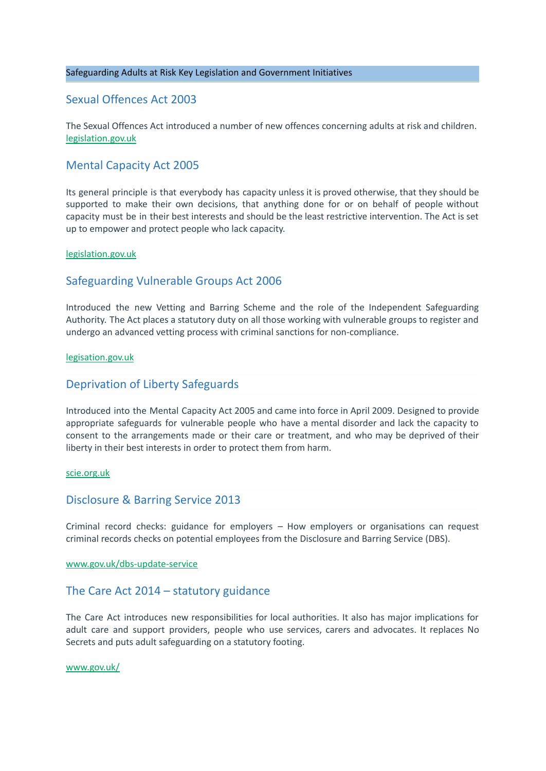Safeguarding Adults at Risk Key Legislation and Government Initiatives

## Sexual Offences Act 2003

The Sexual Offences Act introduced a number of new offences concerning adults at risk and children. legislation.gov.uk

## Mental Capacity Act 2005

Its general principle is that everybody has capacity unless it is proved otherwise, that they should be supported to make their own decisions, that anything done for or on behalf of people without capacity must be in their best interests and should be the least restrictive intervention. The Act is set up to empower and protect people who lack capacity.

legislation.gov.uk

## Safeguarding Vulnerable Groups Act 2006

Introduced the new Vetting and Barring Scheme and the role of the Independent Safeguarding Authority. The Act places a statutory duty on all those working with vulnerable groups to register and undergo an advanced vetting process with criminal sanctions for non-compliance.

legisation.gov.uk

## Deprivation of Liberty Safeguards

Introduced into the Mental Capacity Act 2005 and came into force in April 2009. Designed to provide appropriate safeguards for vulnerable people who have a mental disorder and lack the capacity to consent to the arrangements made or their care or treatment, and who may be deprived of their liberty in their best interests in order to protect them from harm.

scie.org.uk

## Disclosure & Barring Service 2013

Criminal record checks: guidance for employers – How employers or organisations can request criminal records checks on potential employees from the Disclosure and Barring Service (DBS).

www.gov.uk/dbs-update-service

## The Care Act 2014 – statutory guidance

The Care Act introduces new responsibilities for local authorities. It also has major implications for adult care and support providers, people who use services, carers and advocates. It replaces No Secrets and puts adult safeguarding on a statutory footing.

www.gov.uk/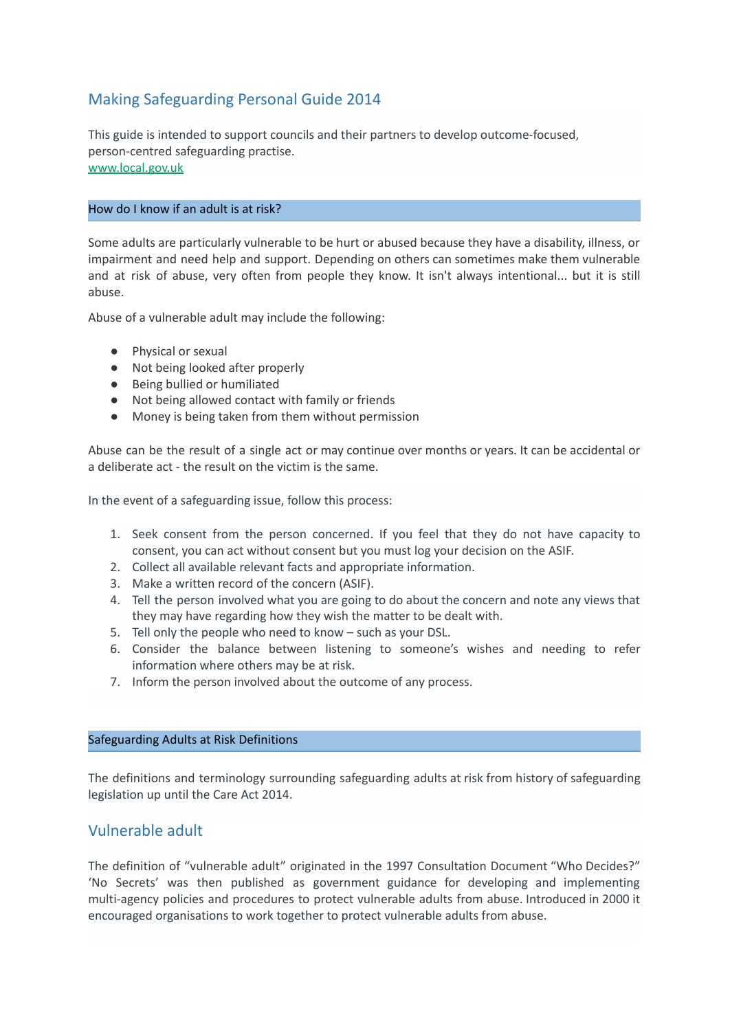## Making Safeguarding Personal Guide 2014

This guide is intended to support councils and their partners to develop outcome-focused, person-centred safeguarding practise.
[www.local.gov.uk](http://www.local.gov.uk)

### How do I know if an adult is at risk?

Some adults are particularly vulnerable to be hurt or abused because they have a disability, illness, or impairment and need help and support. Depending on others can sometimes make them vulnerable and at risk of abuse, very often from people they know. It isn't always intentional... but it is still abuse.

Abuse of a vulnerable adult may include the following:

- Physical or sexual
- Not being looked after properly
- Being bullied or humiliated
- Not being allowed contact with family or friends
- Money is being taken from them without permission

Abuse can be the result of a single act or may continue over months or years. It can be accidental or a deliberate act - the result on the victim is the same.

In the event of a safeguarding issue, follow this process:

1. Seek consent from the person concerned. If you feel that they do not have capacity to consent, you can act without consent but you must log your decision on the ASIF.
2. Collect all available relevant facts and appropriate information.
3. Make a written record of the concern (ASIF).
4. Tell the person involved what you are going to do about the concern and note any views that they may have regarding how they wish the matter to be dealt with.
5. Tell only the people who need to know – such as your DSL.
6. Consider the balance between listening to someone's wishes and needing to refer information where others may be at risk.
7. Inform the person involved about the outcome of any process.

### Safeguarding Adults at Risk Definitions

The definitions and terminology surrounding safeguarding adults at risk from history of safeguarding legislation up until the Care Act 2014.

## Vulnerable adult

The definition of "vulnerable adult" originated in the 1997 Consultation Document "Who Decides?" 'No Secrets' was then published as government guidance for developing and implementing multi-agency policies and procedures to protect vulnerable adults from abuse. Introduced in 2000 it encouraged organisations to work together to protect vulnerable adults from abuse.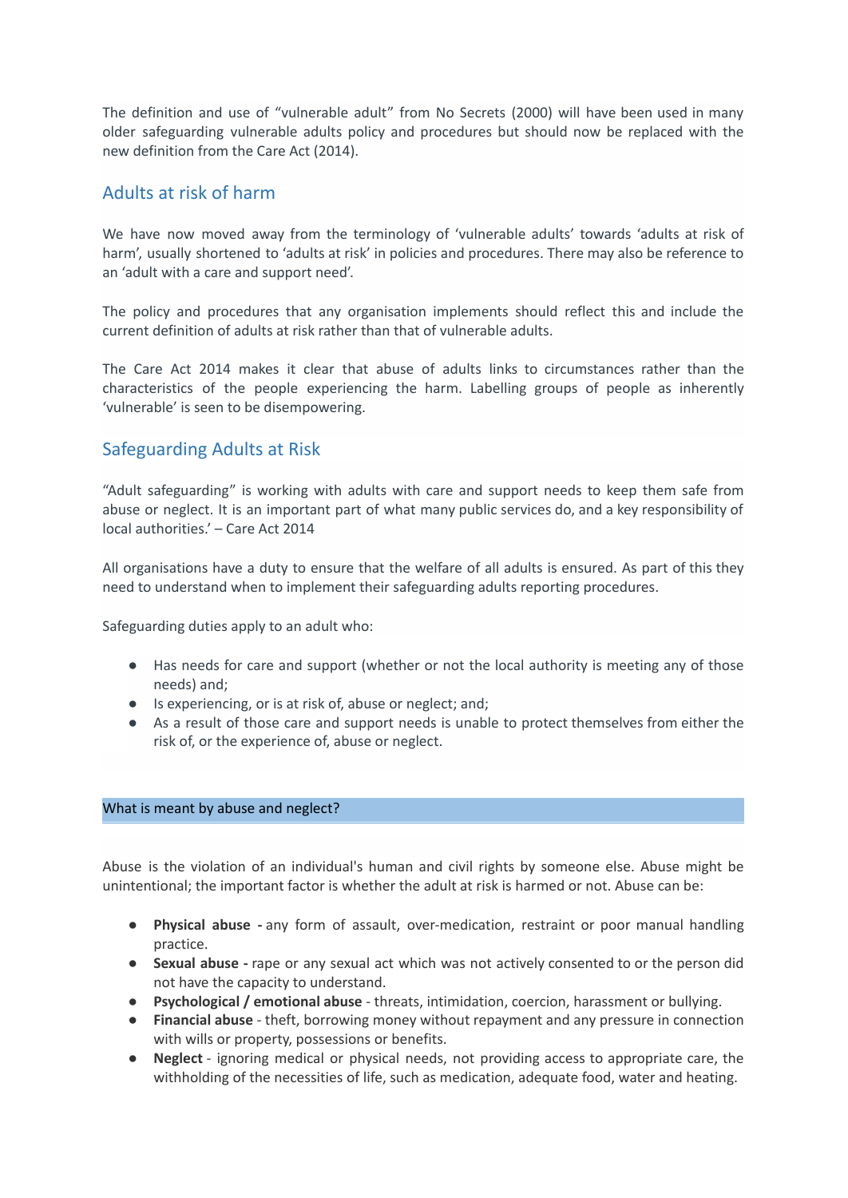The definition and use of “vulnerable adult” from No Secrets (2000) will have been used in many older safeguarding vulnerable adults policy and procedures but should now be replaced with the new definition from the Care Act (2014).

## Adults at risk of harm

We have now moved away from the terminology of ‘vulnerable adults’ towards ‘adults at risk of harm’, usually shortened to ‘adults at risk’ in policies and procedures. There may also be reference to an ‘adult with a care and support need’.

The policy and procedures that any organisation implements should reflect this and include the current definition of adults at risk rather than that of vulnerable adults.

The Care Act 2014 makes it clear that abuse of adults links to circumstances rather than the characteristics of the people experiencing the harm. Labelling groups of people as inherently ‘vulnerable’ is seen to be disempowering.

## Safeguarding Adults at Risk

“Adult safeguarding” is working with adults with care and support needs to keep them safe from abuse or neglect. It is an important part of what many public services do, and a key responsibility of local authorities.’ – Care Act 2014

All organisations have a duty to ensure that the welfare of all adults is ensured. As part of this they need to understand when to implement their safeguarding adults reporting procedures.

Safeguarding duties apply to an adult who:

- Has needs for care and support (whether or not the local authority is meeting any of those needs) and;
- Is experiencing, or is at risk of, abuse or neglect; and;
- As a result of those care and support needs is unable to protect themselves from either the risk of, or the experience of, abuse or neglect.

### What is meant by abuse and neglect?

Abuse is the violation of an individual's human and civil rights by someone else. Abuse might be unintentional; the important factor is whether the adult at risk is harmed or not. Abuse can be:

- **Physical abuse -** any form of assault, over-medication, restraint or poor manual handling practice.
- **Sexual abuse -** rape or any sexual act which was not actively consented to or the person did not have the capacity to understand.
- **Psychological / emotional abuse** - threats, intimidation, coercion, harassment or bullying.
- **Financial abuse** - theft, borrowing money without repayment and any pressure in connection with wills or property, possessions or benefits.
- **Neglect** - ignoring medical or physical needs, not providing access to appropriate care, the withholding of the necessities of life, such as medication, adequate food, water and heating.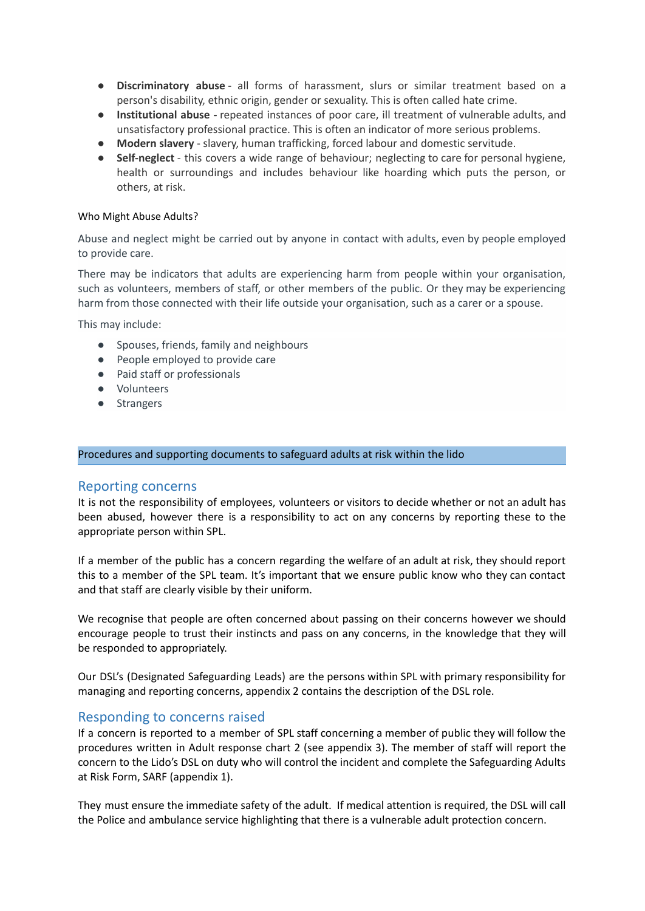- **Discriminatory abuse** - all forms of harassment, slurs or similar treatment based on a person's disability, ethnic origin, gender or sexuality. This is often called hate crime.
- **Institutional abuse -** repeated instances of poor care, ill treatment of vulnerable adults, and unsatisfactory professional practice. This is often an indicator of more serious problems.
- **Modern slavery** - slavery, human trafficking, forced labour and domestic servitude.
- **Self-neglect** - this covers a wide range of behaviour; neglecting to care for personal hygiene, health or surroundings and includes behaviour like hoarding which puts the person, or others, at risk.

Who Might Abuse Adults?

Abuse and neglect might be carried out by anyone in contact with adults, even by people employed to provide care.

There may be indicators that adults are experiencing harm from people within your organisation, such as volunteers, members of staff, or other members of the public. Or they may be experiencing harm from those connected with their life outside your organisation, such as a carer or a spouse.

This may include:

- Spouses, friends, family and neighbours
- People employed to provide care
- Paid staff or professionals
- Volunteers
- Strangers

## Procedures and supporting documents to safeguard adults at risk within the lido

### Reporting concerns

It is not the responsibility of employees, volunteers or visitors to decide whether or not an adult has been abused, however there is a responsibility to act on any concerns by reporting these to the appropriate person within SPL.

If a member of the public has a concern regarding the welfare of an adult at risk, they should report this to a member of the SPL team. It's important that we ensure public know who they can contact and that staff are clearly visible by their uniform.

We recognise that people are often concerned about passing on their concerns however we should encourage people to trust their instincts and pass on any concerns, in the knowledge that they will be responded to appropriately.

Our DSL's (Designated Safeguarding Leads) are the persons within SPL with primary responsibility for managing and reporting concerns, appendix 2 contains the description of the DSL role.

### Responding to concerns raised

If a concern is reported to a member of SPL staff concerning a member of public they will follow the procedures written in Adult response chart 2 (see appendix 3). The member of staff will report the concern to the Lido's DSL on duty who will control the incident and complete the Safeguarding Adults at Risk Form, SARF (appendix 1).

They must ensure the immediate safety of the adult. If medical attention is required, the DSL will call the Police and ambulance service highlighting that there is a vulnerable adult protection concern.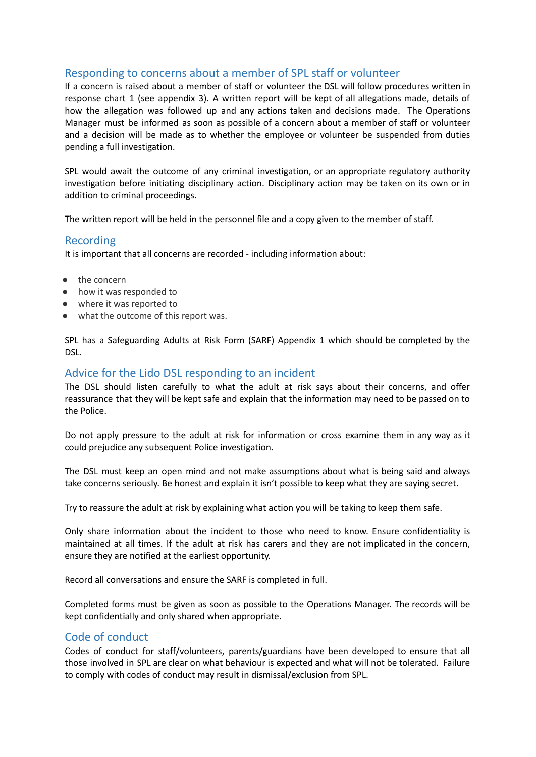## Responding to concerns about a member of SPL staff or volunteer

If a concern is raised about a member of staff or volunteer the DSL will follow procedures written in response chart 1 (see appendix 3). A written report will be kept of all allegations made, details of how the allegation was followed up and any actions taken and decisions made. The Operations Manager must be informed as soon as possible of a concern about a member of staff or volunteer and a decision will be made as to whether the employee or volunteer be suspended from duties pending a full investigation.

SPL would await the outcome of any criminal investigation, or an appropriate regulatory authority investigation before initiating disciplinary action. Disciplinary action may be taken on its own or in addition to criminal proceedings.

The written report will be held in the personnel file and a copy given to the member of staff.

## Recording

It is important that all concerns are recorded - including information about:

- the concern
- how it was responded to
- where it was reported to
- what the outcome of this report was.

SPL has a Safeguarding Adults at Risk Form (SARF) Appendix 1 which should be completed by the DSL.

## Advice for the Lido DSL responding to an incident

The DSL should listen carefully to what the adult at risk says about their concerns, and offer reassurance that they will be kept safe and explain that the information may need to be passed on to the Police.

Do not apply pressure to the adult at risk for information or cross examine them in any way as it could prejudice any subsequent Police investigation.

The DSL must keep an open mind and not make assumptions about what is being said and always take concerns seriously. Be honest and explain it isn't possible to keep what they are saying secret.

Try to reassure the adult at risk by explaining what action you will be taking to keep them safe.

Only share information about the incident to those who need to know. Ensure confidentiality is maintained at all times. If the adult at risk has carers and they are not implicated in the concern, ensure they are notified at the earliest opportunity.

Record all conversations and ensure the SARF is completed in full.

Completed forms must be given as soon as possible to the Operations Manager. The records will be kept confidentially and only shared when appropriate.

## Code of conduct

Codes of conduct for staff/volunteers, parents/guardians have been developed to ensure that all those involved in SPL are clear on what behaviour is expected and what will not be tolerated. Failure to comply with codes of conduct may result in dismissal/exclusion from SPL.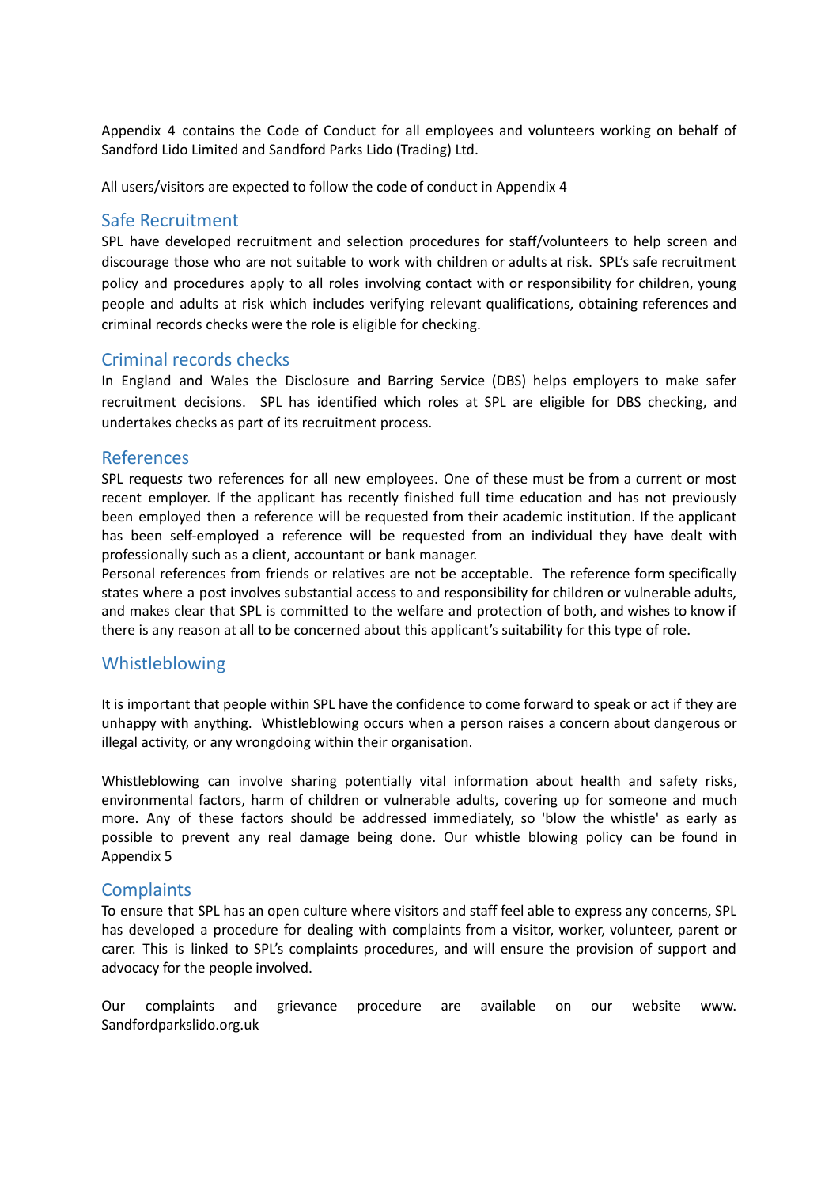Appendix 4 contains the Code of Conduct for all employees and volunteers working on behalf of Sandford Lido Limited and Sandford Parks Lido (Trading) Ltd.

All users/visitors are expected to follow the code of conduct in Appendix 4

## Safe Recruitment

SPL have developed recruitment and selection procedures for staff/volunteers to help screen and discourage those who are not suitable to work with children or adults at risk. SPL's safe recruitment policy and procedures apply to all roles involving contact with or responsibility for children, young people and adults at risk which includes verifying relevant qualifications, obtaining references and criminal records checks were the role is eligible for checking.

## Criminal records checks

In England and Wales the Disclosure and Barring Service (DBS) helps employers to make safer recruitment decisions. SPL has identified which roles at SPL are eligible for DBS checking, and undertakes checks as part of its recruitment process.

## References

SPL request*s* two references for all new employees. One of these must be from a current or most recent employer. If the applicant has recently finished full time education and has not previously been employed then a reference will be requested from their academic institution. If the applicant has been self-employed a reference will be requested from an individual they have dealt with professionally such as a client, accountant or bank manager.
Personal references from friends or relatives are not be acceptable. The reference form specifically states where a post involves substantial access to and responsibility for children or vulnerable adults, and makes clear that SPL is committed to the welfare and protection of both, and wishes to know if there is any reason at all to be concerned about this applicant's suitability for this type of role.

## Whistleblowing

It is important that people within SPL have the confidence to come forward to speak or act if they are unhappy with anything. Whistleblowing occurs when a person raises a concern about dangerous or illegal activity, or any wrongdoing within their organisation.

Whistleblowing can involve sharing potentially vital information about health and safety risks, environmental factors, harm of children or vulnerable adults, covering up for someone and much more. Any of these factors should be addressed immediately, so 'blow the whistle' as early as possible to prevent any real damage being done. Our whistle blowing policy can be found in Appendix 5

## Complaints

To ensure that SPL has an open culture where visitors and staff feel able to express any concerns, SPL has developed a procedure for dealing with complaints from a visitor, worker, volunteer, parent or carer. This is linked to SPL's complaints procedures, and will ensure the provision of support and advocacy for the people involved.

Our complaints and grievance procedure are available on our website www. Sandfordparkslido.org.uk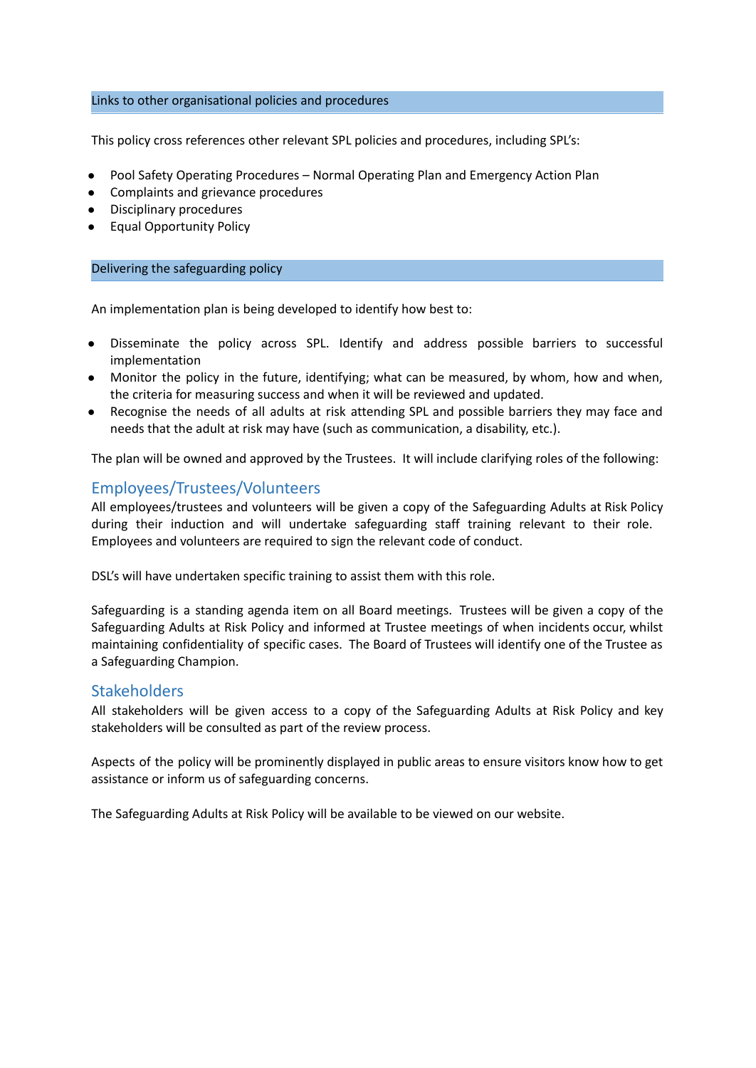## Links to other organisational policies and procedures

This policy cross references other relevant SPL policies and procedures, including SPL's:

- Pool Safety Operating Procedures – Normal Operating Plan and Emergency Action Plan
- Complaints and grievance procedures
- Disciplinary procedures
- Equal Opportunity Policy

## Delivering the safeguarding policy

An implementation plan is being developed to identify how best to:

- Disseminate the policy across SPL. Identify and address possible barriers to successful implementation
- Monitor the policy in the future, identifying; what can be measured, by whom, how and when, the criteria for measuring success and when it will be reviewed and updated.
- Recognise the needs of all adults at risk attending SPL and possible barriers they may face and needs that the adult at risk may have (such as communication, a disability, etc.).

The plan will be owned and approved by the Trustees. It will include clarifying roles of the following:

### Employees/Trustees/Volunteers

All employees/trustees and volunteers will be given a copy of the Safeguarding Adults at Risk Policy during their induction and will undertake safeguarding staff training relevant to their role. Employees and volunteers are required to sign the relevant code of conduct.

DSL's will have undertaken specific training to assist them with this role.

Safeguarding is a standing agenda item on all Board meetings. Trustees will be given a copy of the Safeguarding Adults at Risk Policy and informed at Trustee meetings of when incidents occur, whilst maintaining confidentiality of specific cases. The Board of Trustees will identify one of the Trustee as a Safeguarding Champion.

### Stakeholders

All stakeholders will be given access to a copy of the Safeguarding Adults at Risk Policy and key stakeholders will be consulted as part of the review process.

Aspects of the policy will be prominently displayed in public areas to ensure visitors know how to get assistance or inform us of safeguarding concerns.

The Safeguarding Adults at Risk Policy will be available to be viewed on our website.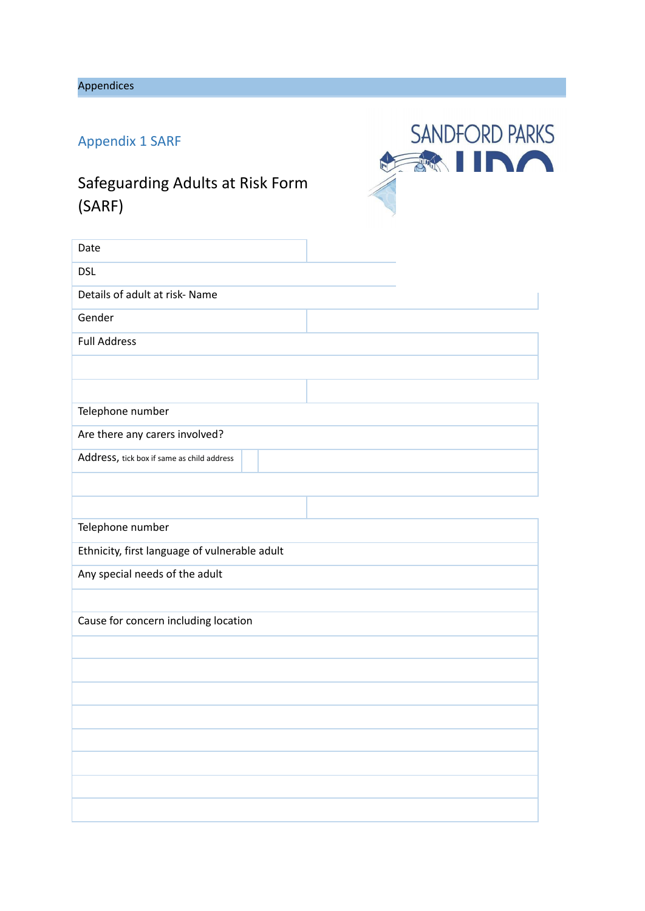Appendices

## Appendix 1 SARF

SANDFORD PARKS

# Safeguarding Adults at Risk Form (SARF)

| | |
|---|---|
| Date | |
| DSL | |
| Details of adult at risk- Name | |
| Gender | |
| Full Address | |
| | |
| | |
| Telephone number | |
| Are there any carers involved? | |
| Address, tick box if same as child address | |
| | |
| | |
| Telephone number | |
| Ethnicity, first language of vulnerable adult | |
| Any special needs of the adult | |
| | |
| Cause for concern including location | |
| | |
| | |
| | |
| | |
| | |
| | |
| | |
| | |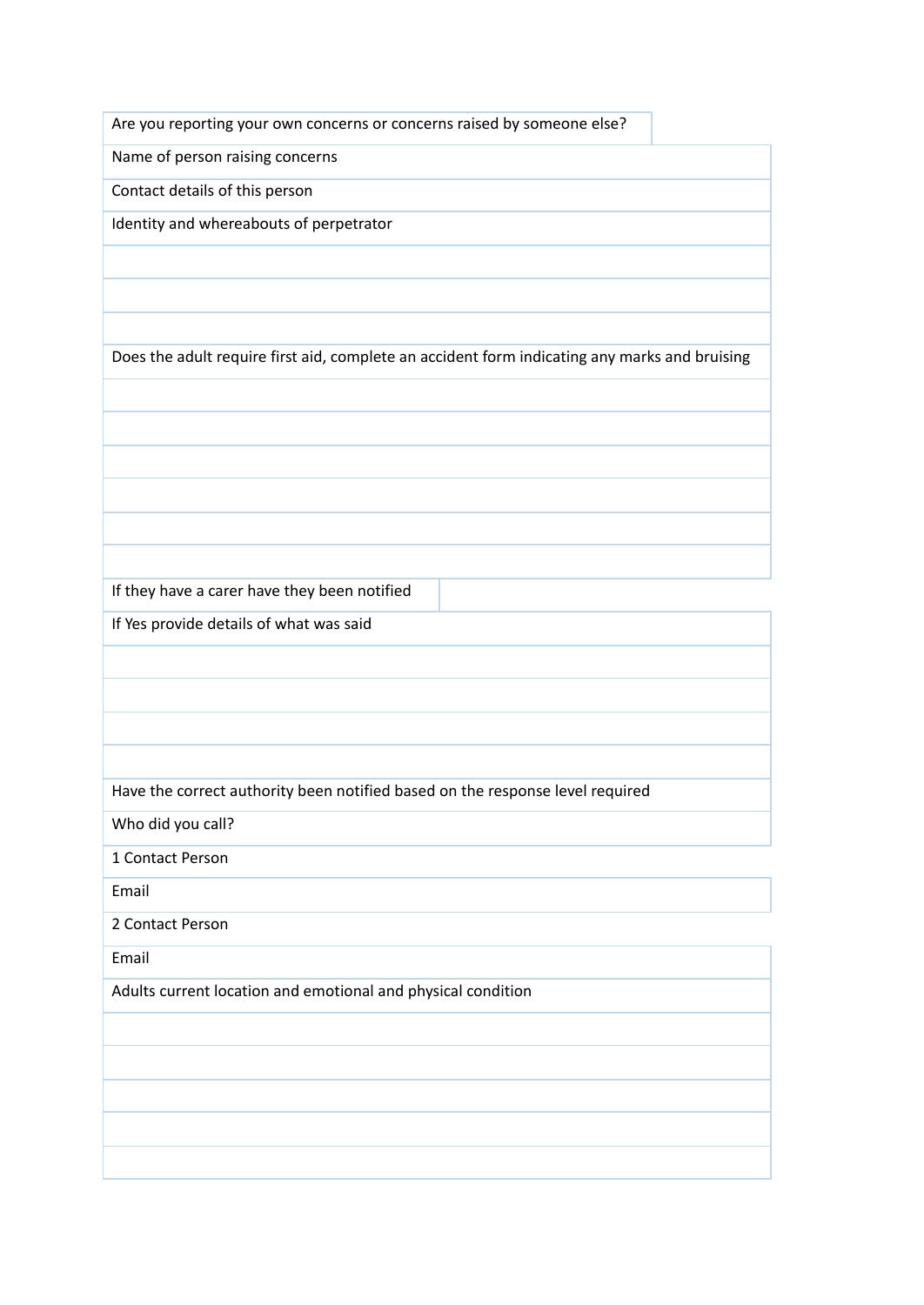| Are you reporting your own concerns or concerns raised by someone else? | |
|---|---|
| Name of person raising concerns | |
| Contact details of this person | |
| Identity and whereabouts of perpetrator | |
| | |
| | |
| | |
| Does the adult require first aid, complete an accident form indicating any marks and bruising | |
| | |
| | |
| | |
| | |
| | |
| | |
| If they have a carer have they been notified | |
| If Yes provide details of what was said | |
| | |
| | |
| | |
| | |
| Have the correct authority been notified based on the response level required | |
| Who did you call? | |
| 1 Contact Person | |
| Email | |
| 2 Contact Person | |
| Email | |
| Adults current location and emotional and physical condition | |
| | |
| | |
| | |
| | |
| | |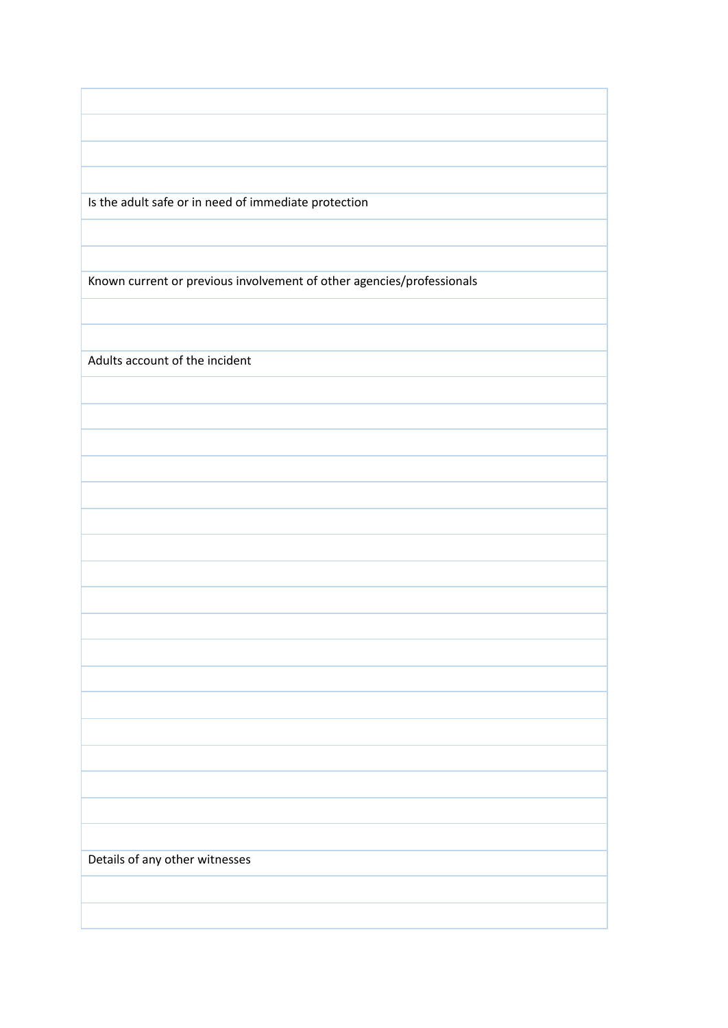| |
|---|
| |
| |
| |
| |
| Is the adult safe or in need of immediate protection |
| |
| |
| Known current or previous involvement of other agencies/professionals |
| |
| |
| Adults account of the incident |
| |
| |
| |
| |
| |
| |
| |
| |
| |
| |
| |
| |
| |
| |
| |
| |
| |
| |
| Details of any other witnesses |
| |
| |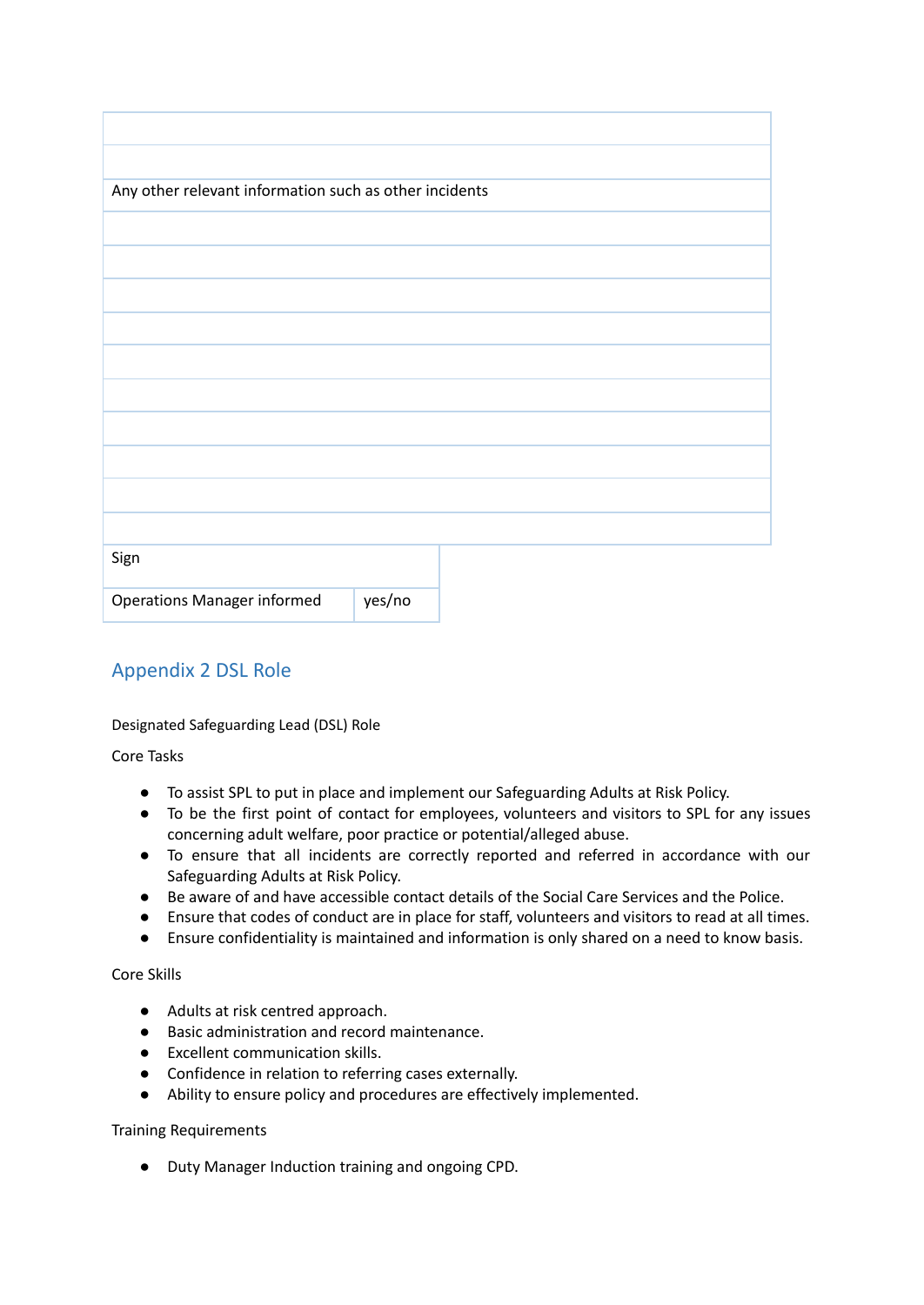| |
|---|
| |
| |
| Any other relevant information such as other incidents |
| |
| |
| |
| |
| |
| |
| |
| |
| |
| |

| Sign | |
|---|---|
| Operations Manager informed | yes/no |

## Appendix 2 DSL Role

Designated Safeguarding Lead (DSL) Role

Core Tasks

- To assist SPL to put in place and implement our Safeguarding Adults at Risk Policy.
- To be the first point of contact for employees, volunteers and visitors to SPL for any issues concerning adult welfare, poor practice or potential/alleged abuse.
- To ensure that all incidents are correctly reported and referred in accordance with our Safeguarding Adults at Risk Policy.
- Be aware of and have accessible contact details of the Social Care Services and the Police.
- Ensure that codes of conduct are in place for staff, volunteers and visitors to read at all times.
- Ensure confidentiality is maintained and information is only shared on a need to know basis.

Core Skills

- Adults at risk centred approach.
- Basic administration and record maintenance.
- Excellent communication skills.
- Confidence in relation to referring cases externally.
- Ability to ensure policy and procedures are effectively implemented.

Training Requirements

- Duty Manager Induction training and ongoing CPD.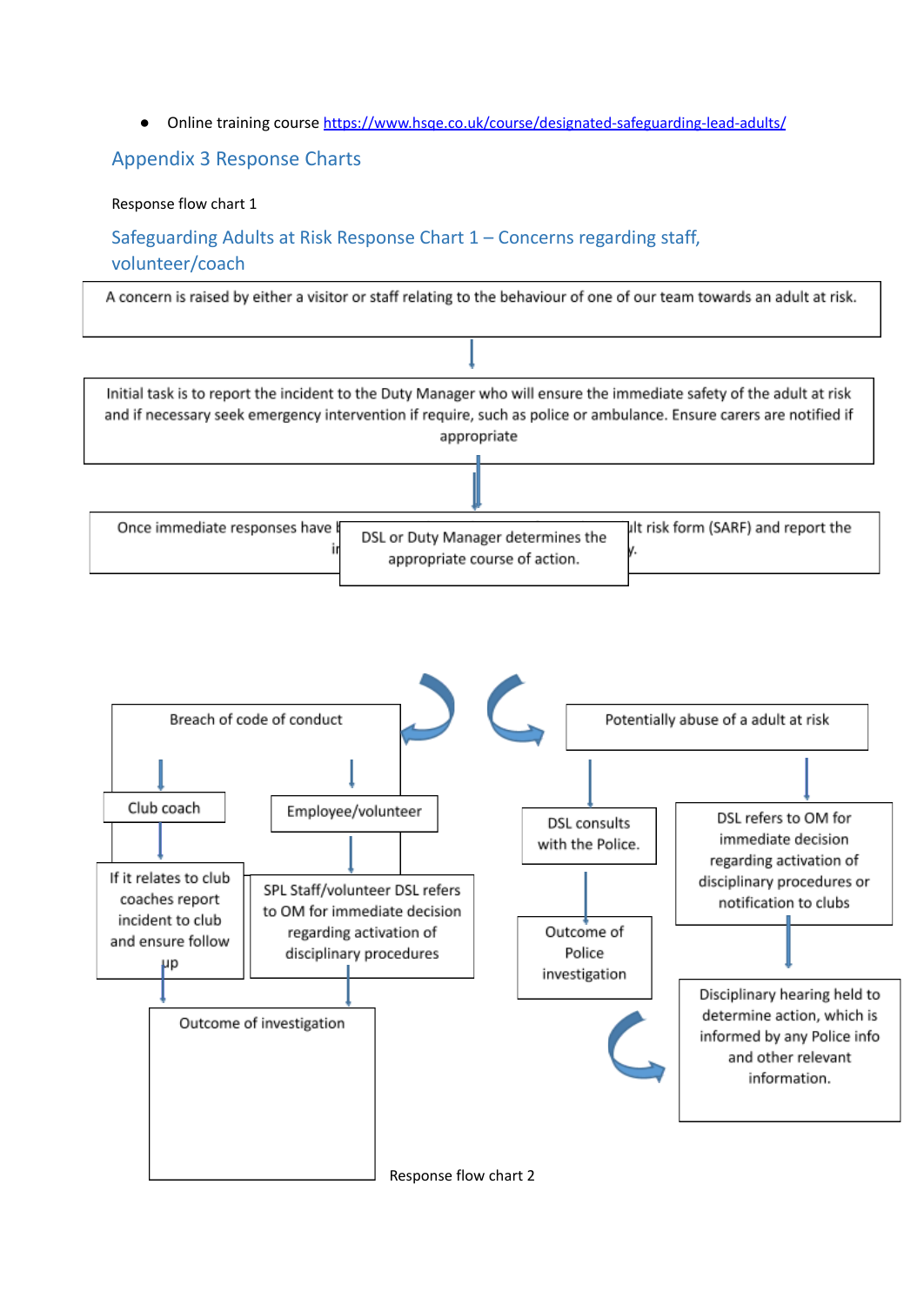- Online training course [https://www.hsqe.co.uk/course/designated-safeguarding-lead-adults/](https://www.hsqe.co.uk/course/designated-safeguarding-lead-adults/)

## Appendix 3 Response Charts

Response flow chart 1

### Safeguarding Adults at Risk Response Chart 1 – Concerns regarding staff, volunteer/coach

A concern is raised by either a visitor or staff relating to the behaviour of one of our team towards an adult at risk.

Initial task is to report the incident to the Duty Manager who will ensure the immediate safety of the adult at risk and if necessary seek emergency intervention if require, such as police or ambulance. Ensure carers are notified if appropriate

Once immediate responses have b... ir... ...lt risk form (SARF) and report the ...y.

DSL or Duty Manager determines the appropriate course of action.

Breach of code of conduct

Club coach

If it relates to club coaches report incident to club and ensure follow up

Employee/volunteer

SPL Staff/volunteer DSL refers to OM for immediate decision regarding activation of disciplinary procedures

Outcome of investigation

Potentially abuse of a adult at risk

DSL consults with the Police.

Outcome of Police investigation

DSL refers to OM for immediate decision regarding activation of disciplinary procedures or notification to clubs

Disciplinary hearing held to determine action, which is informed by any Police info and other relevant information.

Response flow chart 2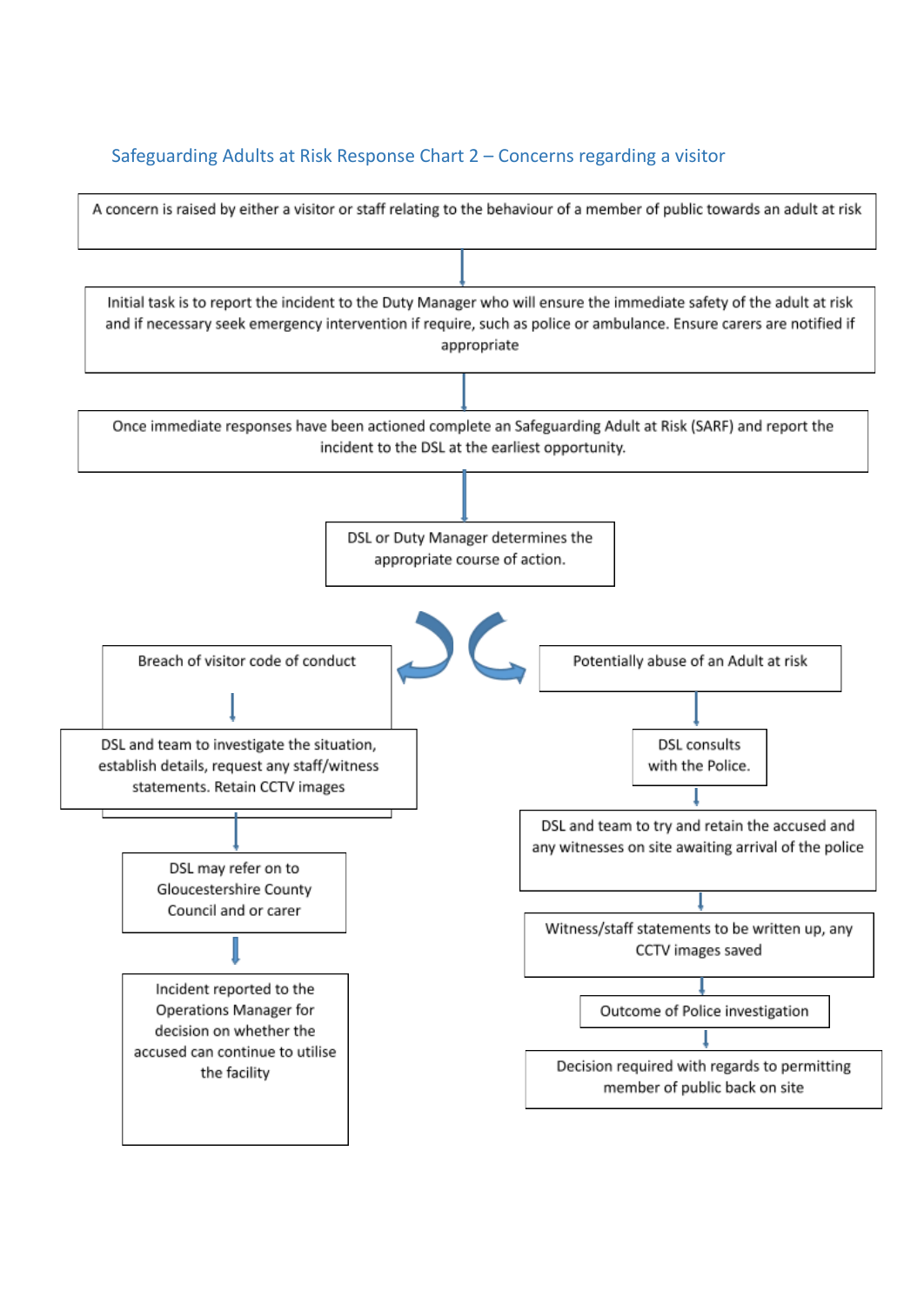## Safeguarding Adults at Risk Response Chart 2 – Concerns regarding a visitor

A concern is raised by either a visitor or staff relating to the behaviour of a member of public towards an adult at risk

↓

Initial task is to report the incident to the Duty Manager who will ensure the immediate safety of the adult at risk and if necessary seek emergency intervention if require, such as police or ambulance. Ensure carers are notified if appropriate

↓

Once immediate responses have been actioned complete an Safeguarding Adult at Risk (SARF) and report the incident to the DSL at the earliest opportunity.

↓

DSL or Duty Manager determines the appropriate course of action.

**Breach of visitor code of conduct**

↓

DSL and team to investigate the situation, establish details, request any staff/witness statements. Retain CCTV images

↓

DSL may refer on to Gloucestershire County Council and or carer

↓

Incident reported to the Operations Manager for decision on whether the accused can continue to utilise the facility

**Potentially abuse of an Adult at risk**

↓

DSL consults with the Police.

↓

DSL and team to try and retain the accused and any witnesses on site awaiting arrival of the police

↓

Witness/staff statements to be written up, any CCTV images saved

↓

Outcome of Police investigation

↓

Decision required with regards to permitting member of public back on site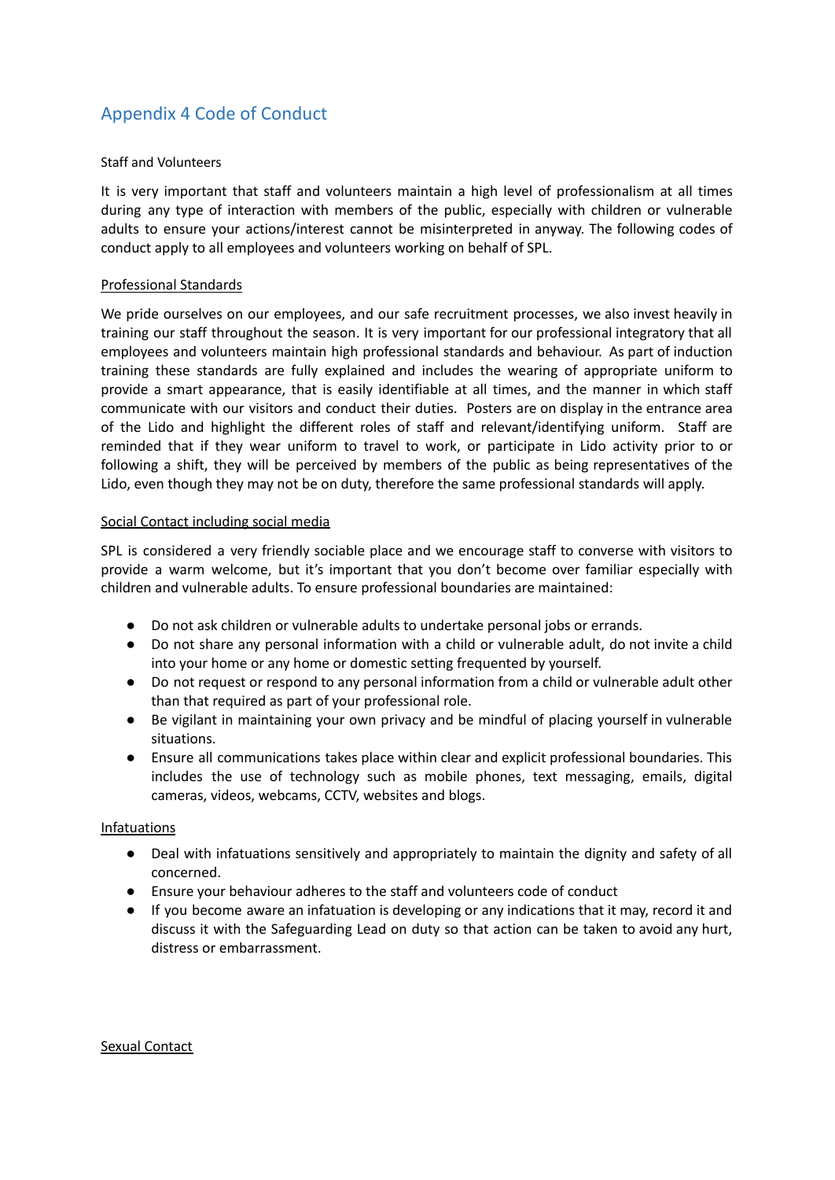## Appendix 4 Code of Conduct

Staff and Volunteers

It is very important that staff and volunteers maintain a high level of professionalism at all times during any type of interaction with members of the public, especially with children or vulnerable adults to ensure your actions/interest cannot be misinterpreted in anyway. The following codes of conduct apply to all employees and volunteers working on behalf of SPL.

<u>Professional Standards</u>

We pride ourselves on our employees, and our safe recruitment processes, we also invest heavily in training our staff throughout the season. It is very important for our professional integratory that all employees and volunteers maintain high professional standards and behaviour. As part of induction training these standards are fully explained and includes the wearing of appropriate uniform to provide a smart appearance, that is easily identifiable at all times, and the manner in which staff communicate with our visitors and conduct their duties. Posters are on display in the entrance area of the Lido and highlight the different roles of staff and relevant/identifying uniform. Staff are reminded that if they wear uniform to travel to work, or participate in Lido activity prior to or following a shift, they will be perceived by members of the public as being representatives of the Lido, even though they may not be on duty, therefore the same professional standards will apply.

<u>Social Contact including social media</u>

SPL is considered a very friendly sociable place and we encourage staff to converse with visitors to provide a warm welcome, but it's important that you don't become over familiar especially with children and vulnerable adults. To ensure professional boundaries are maintained:

- Do not ask children or vulnerable adults to undertake personal jobs or errands.
- Do not share any personal information with a child or vulnerable adult, do not invite a child into your home or any home or domestic setting frequented by yourself.
- Do not request or respond to any personal information from a child or vulnerable adult other than that required as part of your professional role.
- Be vigilant in maintaining your own privacy and be mindful of placing yourself in vulnerable situations.
- Ensure all communications takes place within clear and explicit professional boundaries. This includes the use of technology such as mobile phones, text messaging, emails, digital cameras, videos, webcams, CCTV, websites and blogs.

<u>Infatuations</u>

- Deal with infatuations sensitively and appropriately to maintain the dignity and safety of all concerned.
- Ensure your behaviour adheres to the staff and volunteers code of conduct
- If you become aware an infatuation is developing or any indications that it may, record it and discuss it with the Safeguarding Lead on duty so that action can be taken to avoid any hurt, distress or embarrassment.

<u>Sexual Contact</u>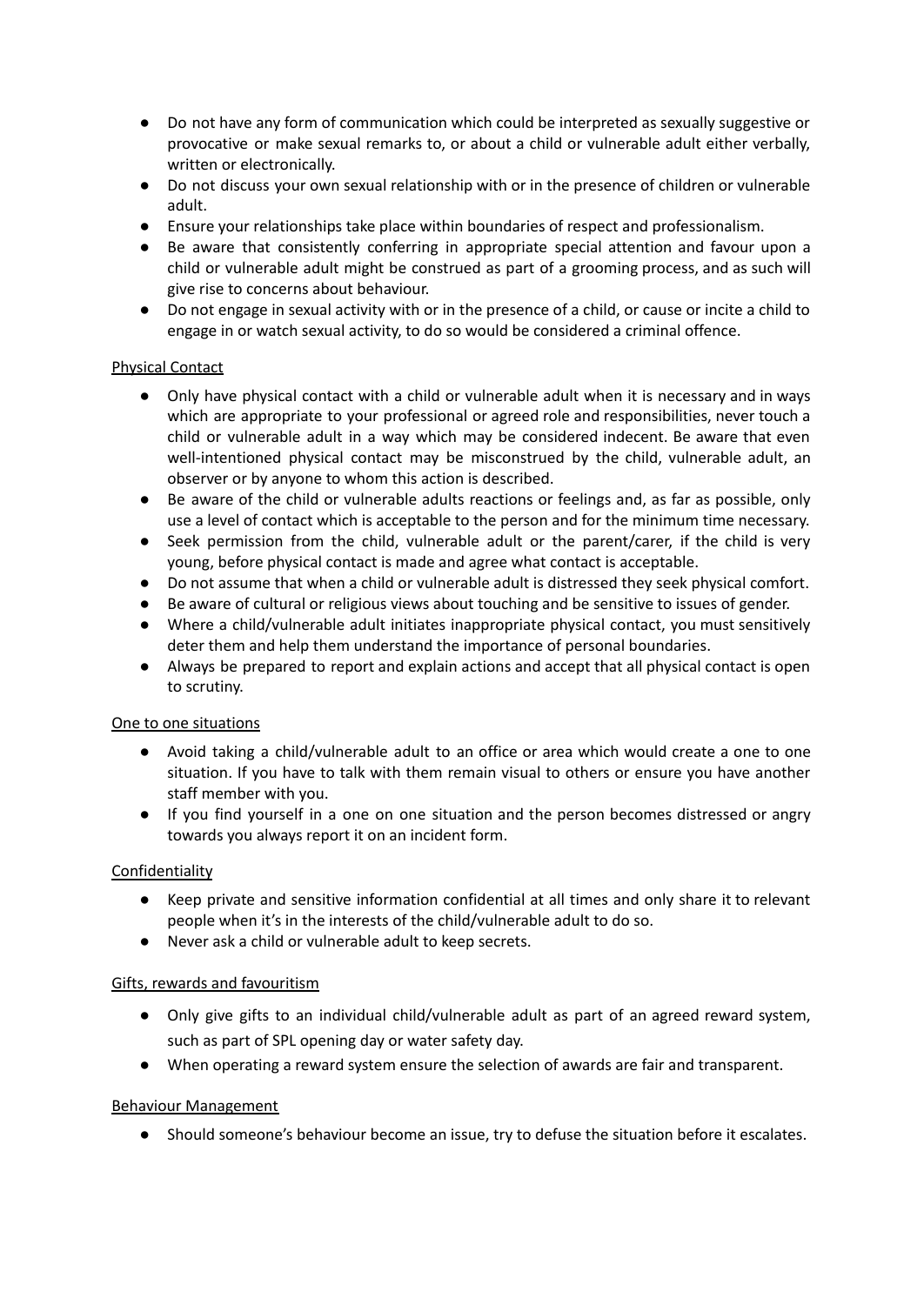- Do not have any form of communication which could be interpreted as sexually suggestive or provocative or make sexual remarks to, or about a child or vulnerable adult either verbally, written or electronically.
- Do not discuss your own sexual relationship with or in the presence of children or vulnerable adult.
- Ensure your relationships take place within boundaries of respect and professionalism.
- Be aware that consistently conferring in appropriate special attention and favour upon a child or vulnerable adult might be construed as part of a grooming process, and as such will give rise to concerns about behaviour.
- Do not engage in sexual activity with or in the presence of a child, or cause or incite a child to engage in or watch sexual activity, to do so would be considered a criminal offence.

<u>Physical Contact</u>

- Only have physical contact with a child or vulnerable adult when it is necessary and in ways which are appropriate to your professional or agreed role and responsibilities, never touch a child or vulnerable adult in a way which may be considered indecent. Be aware that even well-intentioned physical contact may be misconstrued by the child, vulnerable adult, an observer or by anyone to whom this action is described.
- Be aware of the child or vulnerable adults reactions or feelings and, as far as possible, only use a level of contact which is acceptable to the person and for the minimum time necessary.
- Seek permission from the child, vulnerable adult or the parent/carer, if the child is very young, before physical contact is made and agree what contact is acceptable.
- Do not assume that when a child or vulnerable adult is distressed they seek physical comfort.
- Be aware of cultural or religious views about touching and be sensitive to issues of gender.
- Where a child/vulnerable adult initiates inappropriate physical contact, you must sensitively deter them and help them understand the importance of personal boundaries.
- Always be prepared to report and explain actions and accept that all physical contact is open to scrutiny.

<u>One to one situations</u>

- Avoid taking a child/vulnerable adult to an office or area which would create a one to one situation. If you have to talk with them remain visual to others or ensure you have another staff member with you.
- If you find yourself in a one on one situation and the person becomes distressed or angry towards you always report it on an incident form.

<u>Confidentiality</u>

- Keep private and sensitive information confidential at all times and only share it to relevant people when it's in the interests of the child/vulnerable adult to do so.
- Never ask a child or vulnerable adult to keep secrets.

<u>Gifts, rewards and favouritism</u>

- Only give gifts to an individual child/vulnerable adult as part of an agreed reward system, such as part of SPL opening day or water safety day.
- When operating a reward system ensure the selection of awards are fair and transparent.

<u>Behaviour Management</u>

- Should someone's behaviour become an issue, try to defuse the situation before it escalates.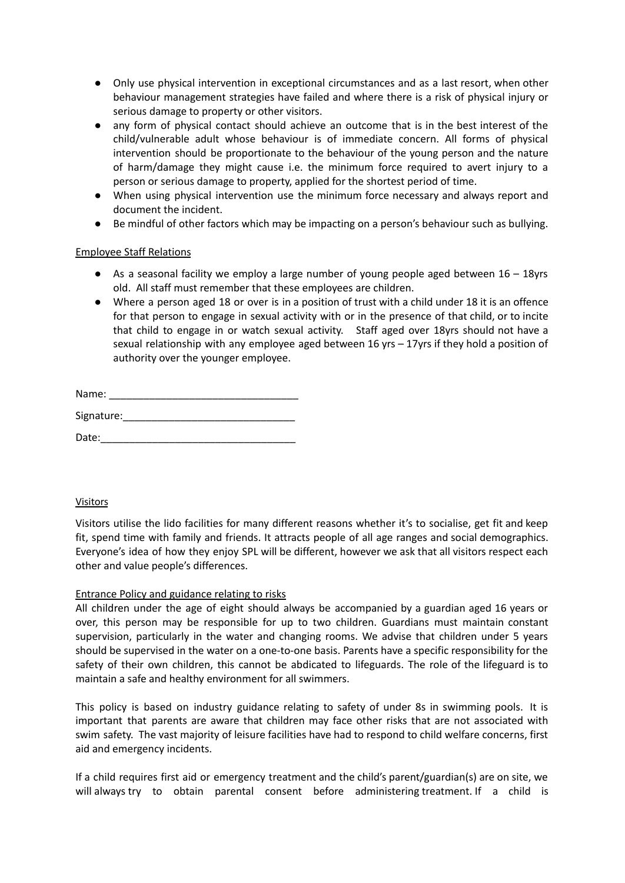- Only use physical intervention in exceptional circumstances and as a last resort, when other behaviour management strategies have failed and where there is a risk of physical injury or serious damage to property or other visitors.
- any form of physical contact should achieve an outcome that is in the best interest of the child/vulnerable adult whose behaviour is of immediate concern. All forms of physical intervention should be proportionate to the behaviour of the young person and the nature of harm/damage they might cause i.e. the minimum force required to avert injury to a person or serious damage to property, applied for the shortest period of time.
- When using physical intervention use the minimum force necessary and always report and document the incident.
- Be mindful of other factors which may be impacting on a person's behaviour such as bullying.

<u>Employee Staff Relations</u>

- As a seasonal facility we employ a large number of young people aged between 16 – 18yrs old. All staff must remember that these employees are children.
- Where a person aged 18 or over is in a position of trust with a child under 18 it is an offence for that person to engage in sexual activity with or in the presence of that child, or to incite that child to engage in or watch sexual activity. Staff aged over 18yrs should not have a sexual relationship with any employee aged between 16 yrs – 17yrs if they hold a position of authority over the younger employee.

Name: _________________________________

Signature:______________________________

Date:__________________________________

<u>Visitors</u>

Visitors utilise the lido facilities for many different reasons whether it's to socialise, get fit and keep fit, spend time with family and friends. It attracts people of all age ranges and social demographics. Everyone's idea of how they enjoy SPL will be different, however we ask that all visitors respect each other and value people's differences.

<u>Entrance Policy and guidance relating to risks</u>

All children under the age of eight should always be accompanied by a guardian aged 16 years or over, this person may be responsible for up to two children. Guardians must maintain constant supervision, particularly in the water and changing rooms. We advise that children under 5 years should be supervised in the water on a one-to-one basis. Parents have a specific responsibility for the safety of their own children, this cannot be abdicated to lifeguards. The role of the lifeguard is to maintain a safe and healthy environment for all swimmers.

This policy is based on industry guidance relating to safety of under 8s in swimming pools. It is important that parents are aware that children may face other risks that are not associated with swim safety. The vast majority of leisure facilities have had to respond to child welfare concerns, first aid and emergency incidents.

If a child requires first aid or emergency treatment and the child's parent/guardian(s) are on site, we will always try to obtain parental consent before administering treatment. If a child is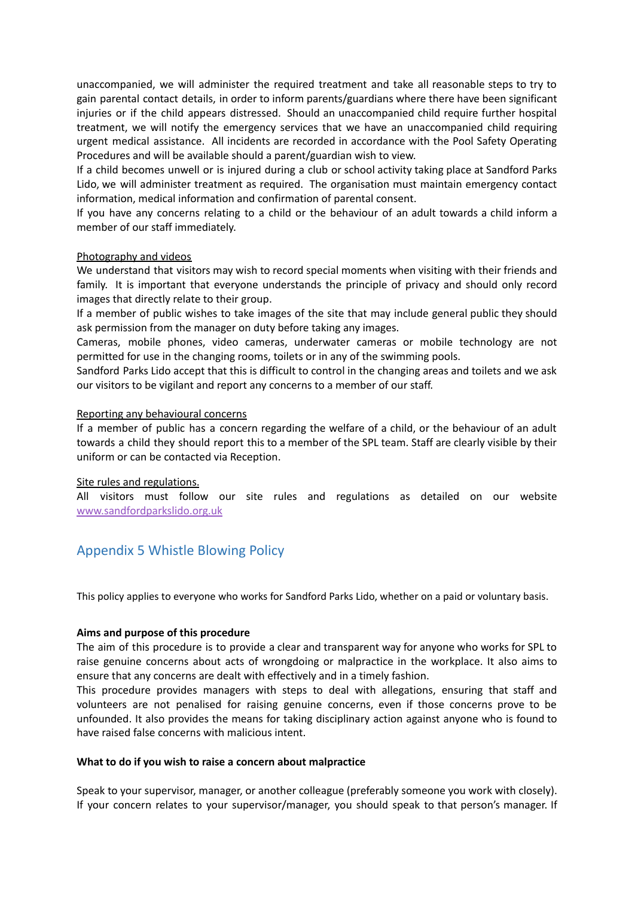unaccompanied, we will administer the required treatment and take all reasonable steps to try to gain parental contact details, in order to inform parents/guardians where there have been significant injuries or if the child appears distressed. Should an unaccompanied child require further hospital treatment, we will notify the emergency services that we have an unaccompanied child requiring urgent medical assistance. All incidents are recorded in accordance with the Pool Safety Operating Procedures and will be available should a parent/guardian wish to view.

If a child becomes unwell or is injured during a club or school activity taking place at Sandford Parks Lido, we will administer treatment as required. The organisation must maintain emergency contact information, medical information and confirmation of parental consent.

If you have any concerns relating to a child or the behaviour of an adult towards a child inform a member of our staff immediately.

Photography and videos

We understand that visitors may wish to record special moments when visiting with their friends and family. It is important that everyone understands the principle of privacy and should only record images that directly relate to their group.

If a member of public wishes to take images of the site that may include general public they should ask permission from the manager on duty before taking any images.

Cameras, mobile phones, video cameras, underwater cameras or mobile technology are not permitted for use in the changing rooms, toilets or in any of the swimming pools.

Sandford Parks Lido accept that this is difficult to control in the changing areas and toilets and we ask our visitors to be vigilant and report any concerns to a member of our staff.

Reporting any behavioural concerns

If a member of public has a concern regarding the welfare of a child, or the behaviour of an adult towards a child they should report this to a member of the SPL team. Staff are clearly visible by their uniform or can be contacted via Reception.

Site rules and regulations.

All visitors must follow our site rules and regulations as detailed on our website [www.sandfordparkslido.org.uk](www.sandfordparkslido.org.uk)

## Appendix 5 Whistle Blowing Policy

This policy applies to everyone who works for Sandford Parks Lido, whether on a paid or voluntary basis.

**Aims and purpose of this procedure**

The aim of this procedure is to provide a clear and transparent way for anyone who works for SPL to raise genuine concerns about acts of wrongdoing or malpractice in the workplace. It also aims to ensure that any concerns are dealt with effectively and in a timely fashion.

This procedure provides managers with steps to deal with allegations, ensuring that staff and volunteers are not penalised for raising genuine concerns, even if those concerns prove to be unfounded. It also provides the means for taking disciplinary action against anyone who is found to have raised false concerns with malicious intent.

**What to do if you wish to raise a concern about malpractice**

Speak to your supervisor, manager, or another colleague (preferably someone you work with closely). If your concern relates to your supervisor/manager, you should speak to that person's manager. If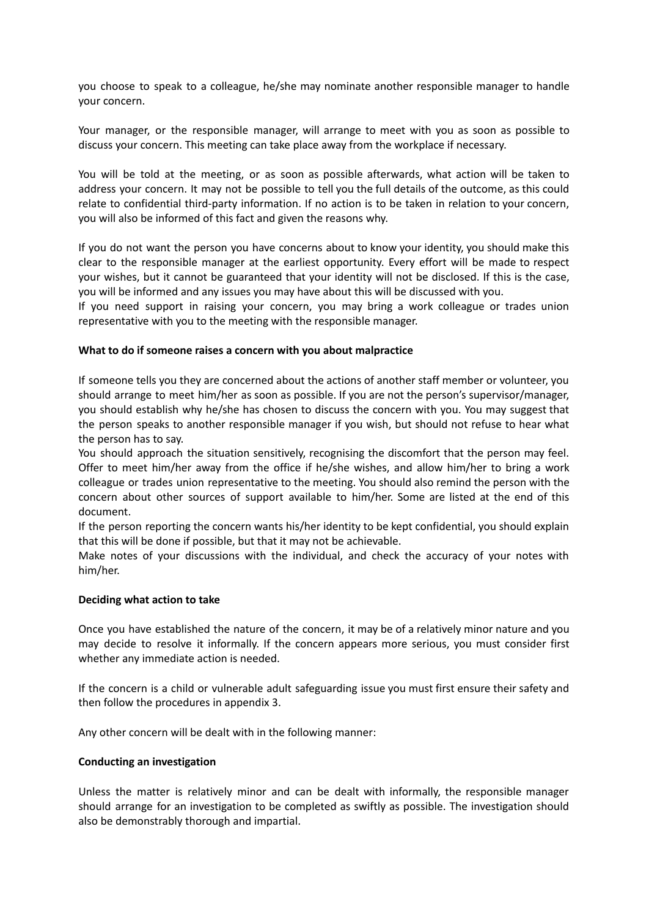you choose to speak to a colleague, he/she may nominate another responsible manager to handle your concern.

Your manager, or the responsible manager, will arrange to meet with you as soon as possible to discuss your concern. This meeting can take place away from the workplace if necessary.

You will be told at the meeting, or as soon as possible afterwards, what action will be taken to address your concern. It may not be possible to tell you the full details of the outcome, as this could relate to confidential third-party information. If no action is to be taken in relation to your concern, you will also be informed of this fact and given the reasons why.

If you do not want the person you have concerns about to know your identity, you should make this clear to the responsible manager at the earliest opportunity. Every effort will be made to respect your wishes, but it cannot be guaranteed that your identity will not be disclosed. If this is the case, you will be informed and any issues you may have about this will be discussed with you.
If you need support in raising your concern, you may bring a work colleague or trades union representative with you to the meeting with the responsible manager.

**What to do if someone raises a concern with you about malpractice**

If someone tells you they are concerned about the actions of another staff member or volunteer, you should arrange to meet him/her as soon as possible. If you are not the person's supervisor/manager, you should establish why he/she has chosen to discuss the concern with you. You may suggest that the person speaks to another responsible manager if you wish, but should not refuse to hear what the person has to say.
You should approach the situation sensitively, recognising the discomfort that the person may feel. Offer to meet him/her away from the office if he/she wishes, and allow him/her to bring a work colleague or trades union representative to the meeting. You should also remind the person with the concern about other sources of support available to him/her. Some are listed at the end of this document.
If the person reporting the concern wants his/her identity to be kept confidential, you should explain that this will be done if possible, but that it may not be achievable.
Make notes of your discussions with the individual, and check the accuracy of your notes with him/her.

**Deciding what action to take**

Once you have established the nature of the concern, it may be of a relatively minor nature and you may decide to resolve it informally. If the concern appears more serious, you must consider first whether any immediate action is needed.

If the concern is a child or vulnerable adult safeguarding issue you must first ensure their safety and then follow the procedures in appendix 3.

Any other concern will be dealt with in the following manner:

**Conducting an investigation**

Unless the matter is relatively minor and can be dealt with informally, the responsible manager should arrange for an investigation to be completed as swiftly as possible. The investigation should also be demonstrably thorough and impartial.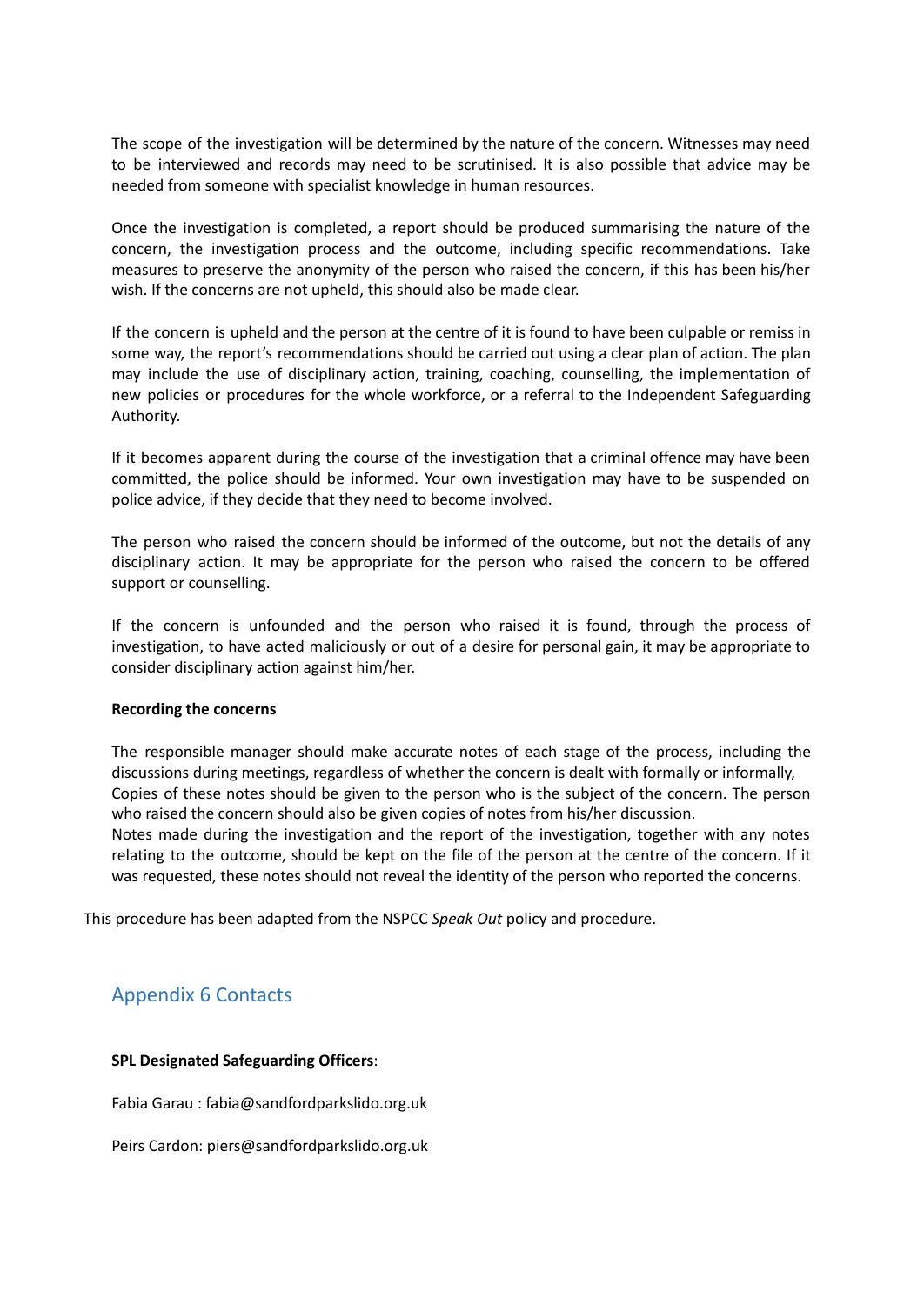The scope of the investigation will be determined by the nature of the concern. Witnesses may need to be interviewed and records may need to be scrutinised. It is also possible that advice may be needed from someone with specialist knowledge in human resources.

Once the investigation is completed, a report should be produced summarising the nature of the concern, the investigation process and the outcome, including specific recommendations. Take measures to preserve the anonymity of the person who raised the concern, if this has been his/her wish. If the concerns are not upheld, this should also be made clear.

If the concern is upheld and the person at the centre of it is found to have been culpable or remiss in some way, the report's recommendations should be carried out using a clear plan of action. The plan may include the use of disciplinary action, training, coaching, counselling, the implementation of new policies or procedures for the whole workforce, or a referral to the Independent Safeguarding Authority.

If it becomes apparent during the course of the investigation that a criminal offence may have been committed, the police should be informed. Your own investigation may have to be suspended on police advice, if they decide that they need to become involved.

The person who raised the concern should be informed of the outcome, but not the details of any disciplinary action. It may be appropriate for the person who raised the concern to be offered support or counselling.

If the concern is unfounded and the person who raised it is found, through the process of investigation, to have acted maliciously or out of a desire for personal gain, it may be appropriate to consider disciplinary action against him/her.

**Recording the concerns**

The responsible manager should make accurate notes of each stage of the process, including the discussions during meetings, regardless of whether the concern is dealt with formally or informally, Copies of these notes should be given to the person who is the subject of the concern. The person who raised the concern should also be given copies of notes from his/her discussion.
Notes made during the investigation and the report of the investigation, together with any notes relating to the outcome, should be kept on the file of the person at the centre of the concern. If it was requested, these notes should not reveal the identity of the person who reported the concerns.

This procedure has been adapted from the NSPCC *Speak Out* policy and procedure.

## Appendix 6 Contacts

**SPL Designated Safeguarding Officers**:

Fabia Garau : fabia@sandfordparkslido.org.uk

Peirs Cardon: piers@sandfordparkslido.org.uk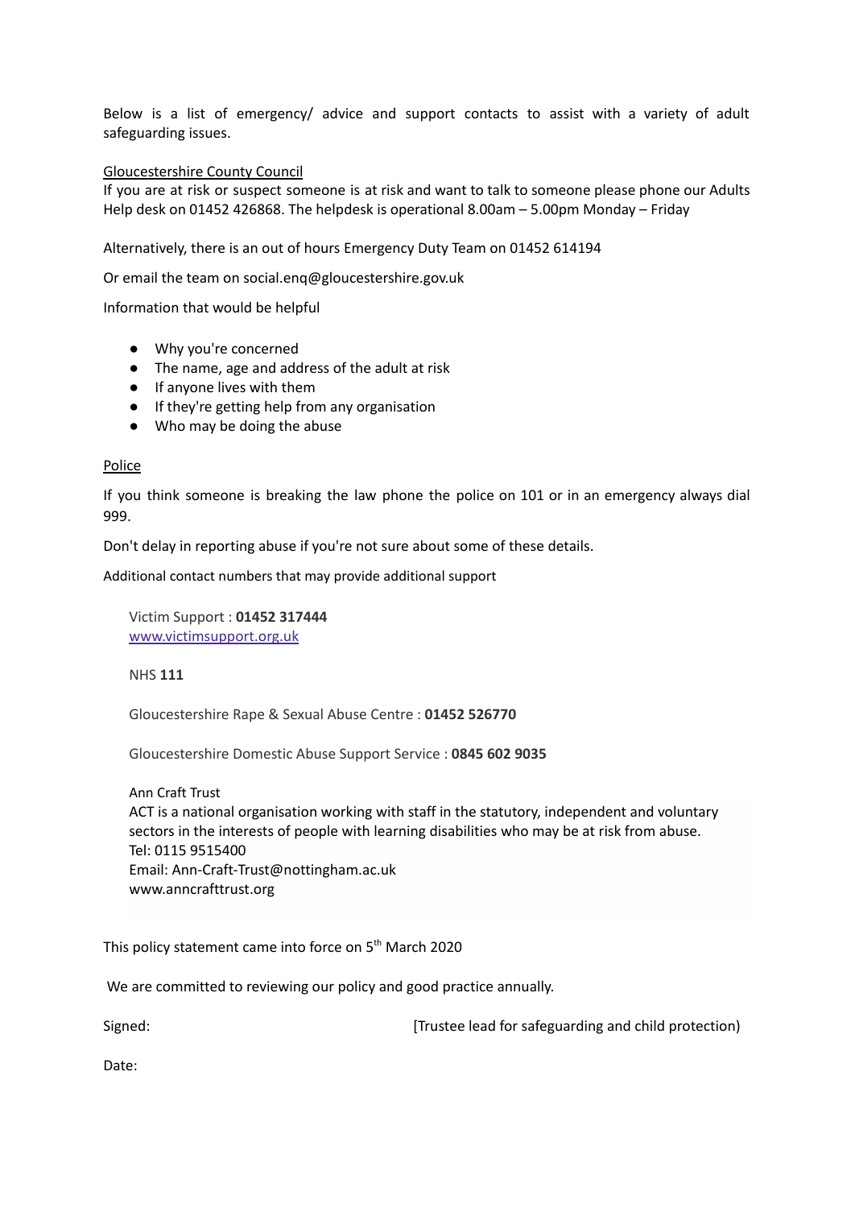Below is a list of emergency/ advice and support contacts to assist with a variety of adult safeguarding issues.

Gloucestershire County Council

If you are at risk or suspect someone is at risk and want to talk to someone please phone our Adults Help desk on 01452 426868. The helpdesk is operational 8.00am – 5.00pm Monday – Friday

Alternatively, there is an out of hours Emergency Duty Team on 01452 614194

Or email the team on social.enq@gloucestershire.gov.uk

Information that would be helpful

- Why you're concerned
- The name, age and address of the adult at risk
- If anyone lives with them
- If they're getting help from any organisation
- Who may be doing the abuse

Police

If you think someone is breaking the law phone the police on 101 or in an emergency always dial 999.

Don't delay in reporting abuse if you're not sure about some of these details.

Additional contact numbers that may provide additional support

Victim Support : **01452 317444**
www.victimsupport.org.uk

NHS **111**

Gloucestershire Rape & Sexual Abuse Centre : **01452 526770**

Gloucestershire Domestic Abuse Support Service : **0845 602 9035**

Ann Craft Trust
ACT is a national organisation working with staff in the statutory, independent and voluntary sectors in the interests of people with learning disabilities who may be at risk from abuse.
Tel: 0115 9515400
Email: Ann-Craft-Trust@nottingham.ac.uk
www.anncrafttrust.org

This policy statement came into force on 5th March 2020

We are committed to reviewing our policy and good practice annually.

Signed: [Trustee lead for safeguarding and child protection]

Date: